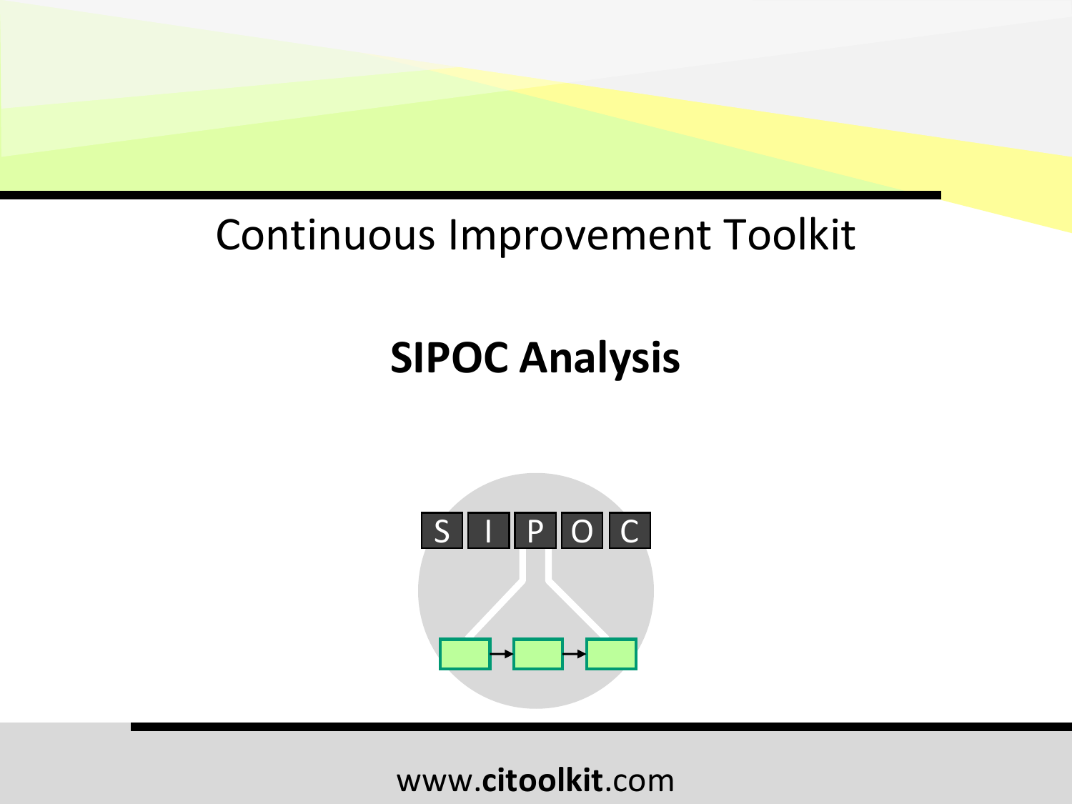Continuous Improvement Toolkit

# SIPOC Analysis

www.**citoolkit**.com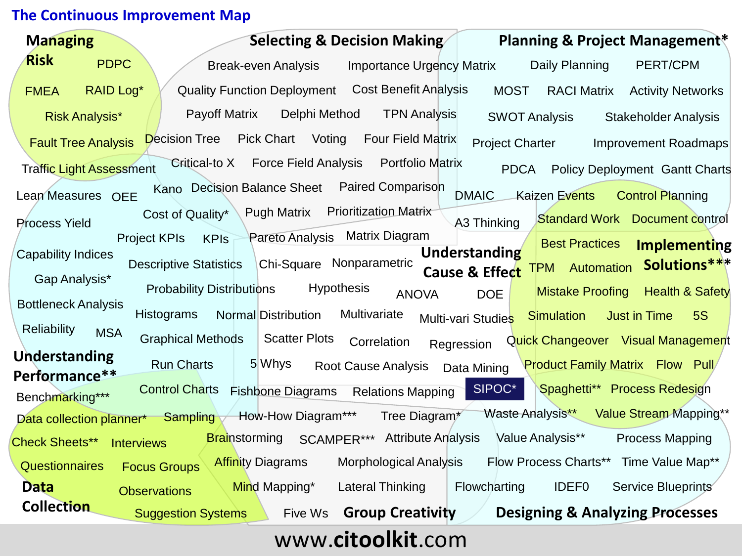# The Continuous Improvement Map

## Managing Risk

PDPC
FMEA
RAID Log*
Risk Analysis*
Fault Tree Analysis
Traffic Light Assessment

## Selecting & Decision Making

Break-even Analysis
Importance Urgency Matrix
Quality Function Deployment
Cost Benefit Analysis
Payoff Matrix
Delphi Method
TPN Analysis
Decision Tree
Pick Chart
Voting
Four Field Matrix
Critical-to X
Force Field Analysis
Portfolio Matrix
Kano
Decision Balance Sheet
Paired Comparison
Cost of Quality*
Pugh Matrix
Prioritization Matrix
Pareto Analysis
Matrix Diagram

## Planning & Project Management*

Daily Planning
PERT/CPM
MOST
RACI Matrix
Activity Networks
SWOT Analysis
Stakeholder Analysis
Project Charter
Improvement Roadmaps
PDCA
Policy Deployment
Gantt Charts
DMAIC
Kaizen Events
Control Planning
A3 Thinking

## Understanding Performance**

Lean Measures
OEE
Process Yield
Project KPIs
KPIs
Capability Indices
Descriptive Statistics
Gap Analysis*
Bottleneck Analysis
Reliability
MSA
Benchmarking***

## Understanding Cause & Effect

Chi-Square
Nonparametric
Probability Distributions
Hypothesis
ANOVA
DOE
Histograms
Normal Distribution
Multivariate
Multi-vari Studies
Graphical Methods
Scatter Plots
Correlation
Regression
Run Charts
5 Whys
Root Cause Analysis
Data Mining
Control Charts
Fishbone Diagrams
Relations Mapping
SIPOC*

## Implementing Solutions***

Standard Work
Document control
Best Practices
TPM
Automation
Mistake Proofing
Health & Safety
Simulation
Just in Time
5S
Quick Changeover
Visual Management
Product Family Matrix
Flow
Pull
Spaghetti**
Process Redesign
Waste Analysis**
Value Stream Mapping**

## Data Collection

Data collection planner*
Sampling
Check Sheets**
Interviews
Questionnaires
Focus Groups
Observations
Suggestion Systems

## Group Creativity

How-How Diagram***
Tree Diagram*
Brainstorming
SCAMPER***
Attribute Analysis
Affinity Diagrams
Morphological Analysis
Mind Mapping*
Lateral Thinking
Five Ws

## Designing & Analyzing Processes

Value Analysis**
Process Mapping
Flow Process Charts**
Time Value Map**
Flowcharting
IDEF0
Service Blueprints

www.citoolkit.com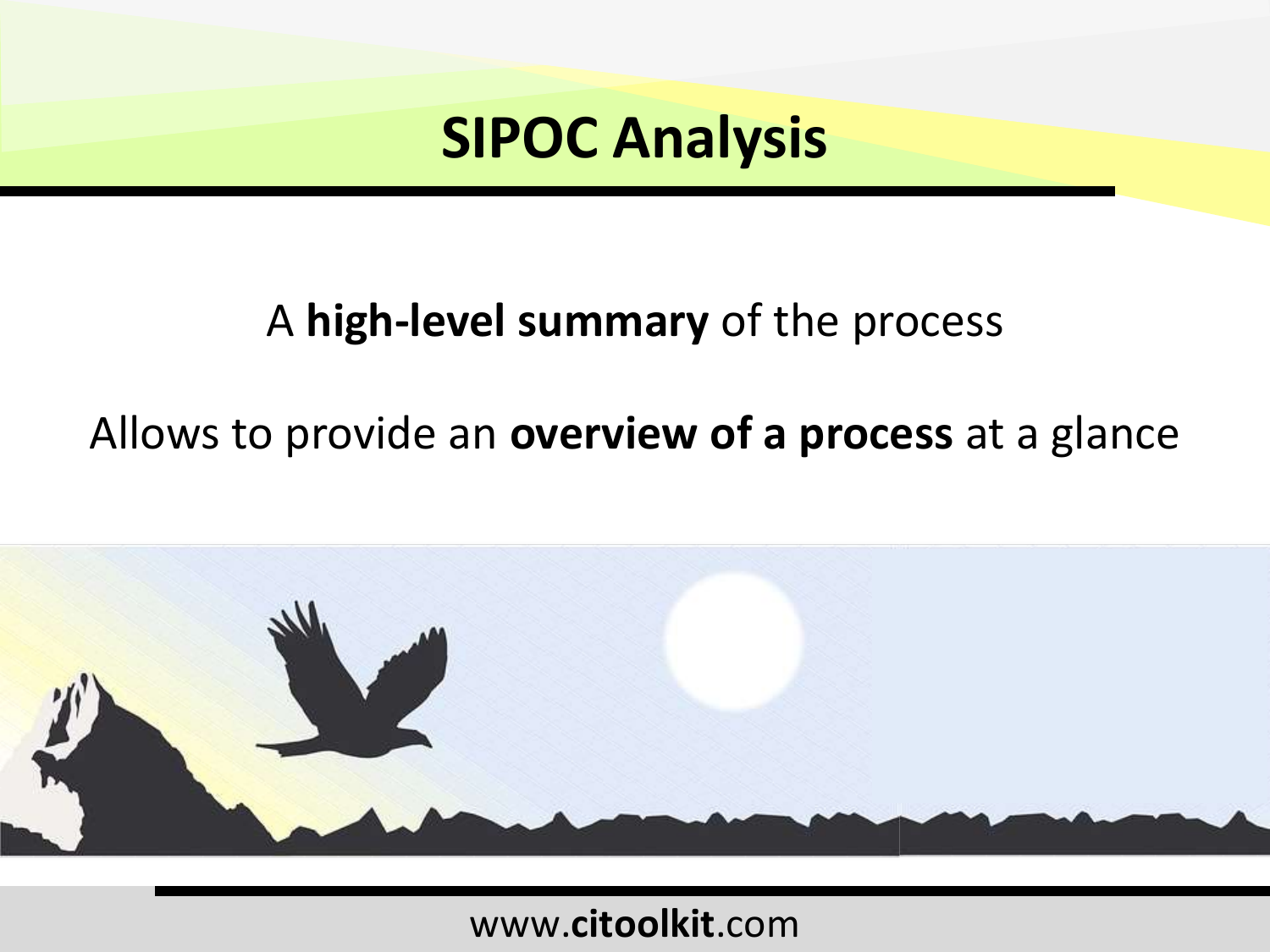# SIPOC Analysis

A **high-level summary** of the process

Allows to provide an **overview of a process** at a glance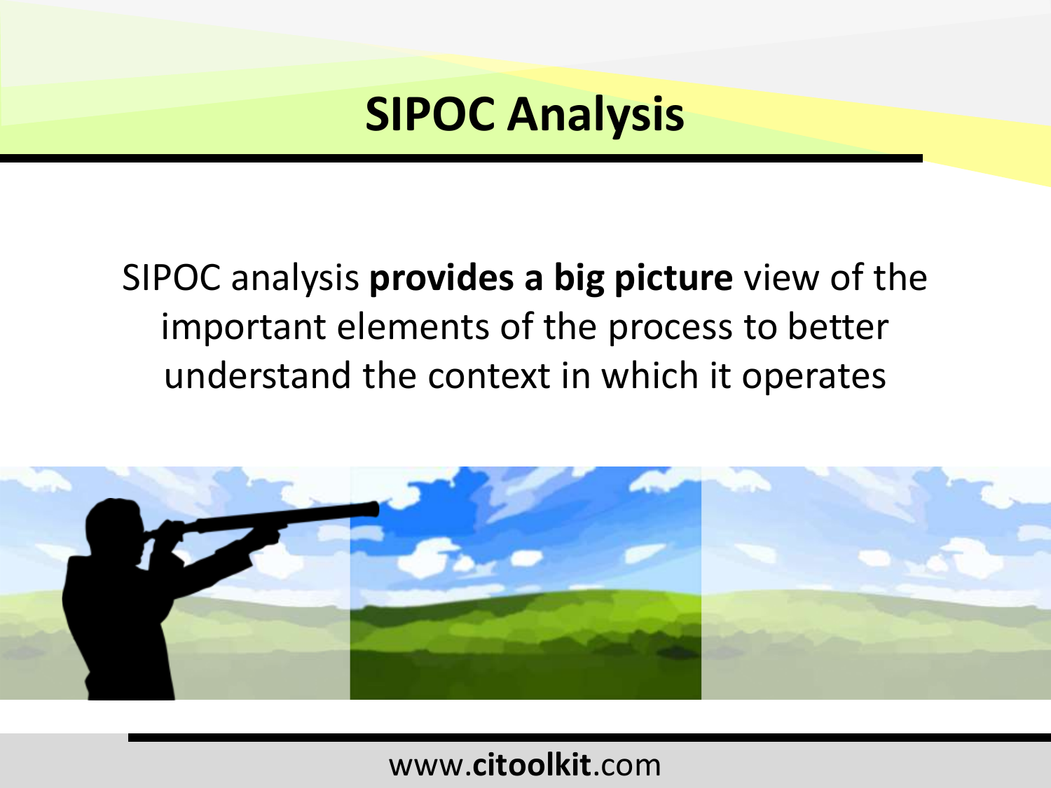# SIPOC Analysis

SIPOC analysis **provides a big picture** view of the important elements of the process to better understand the context in which it operates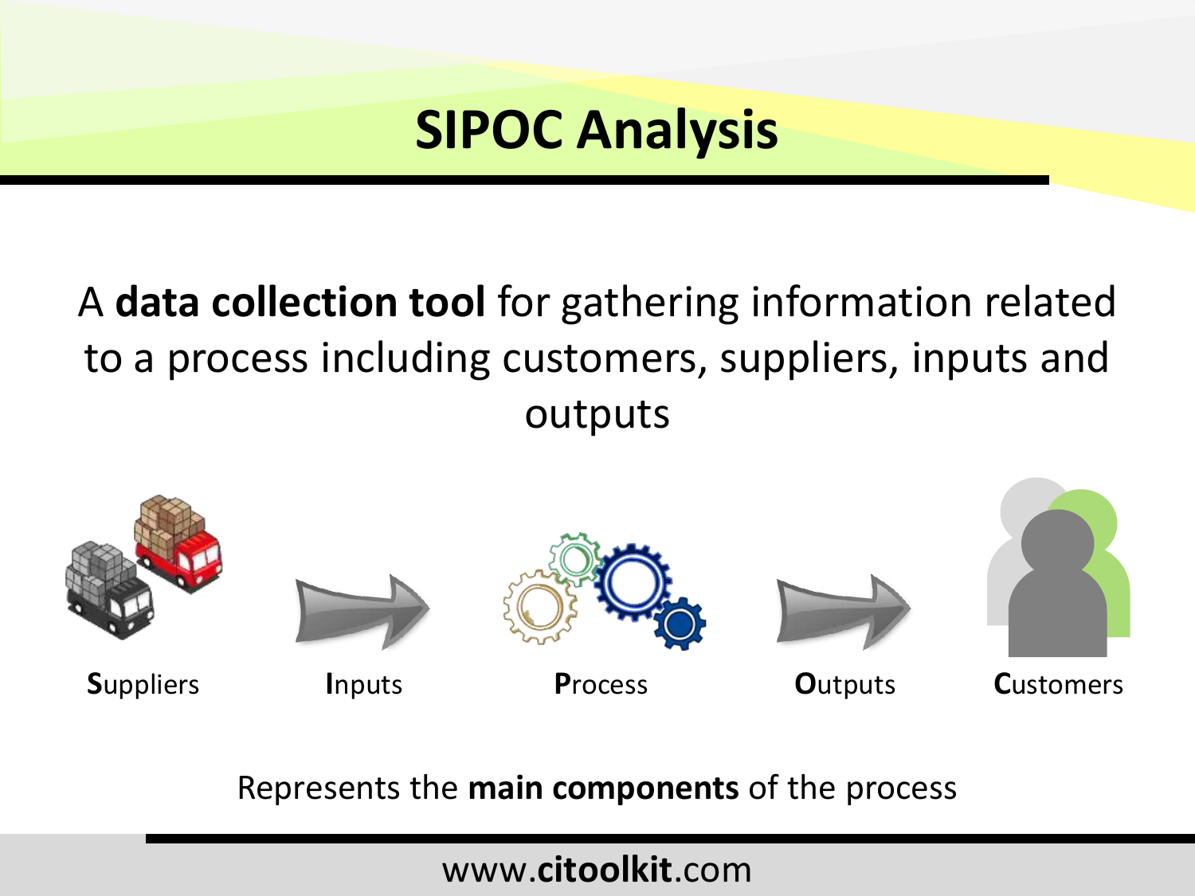# SIPOC Analysis

A **data collection tool** for gathering information related to a process including customers, suppliers, inputs and outputs

**S**uppliers **I**nputs **P**rocess **O**utputs **C**ustomers

Represents the **main components** of the process

www.**citoolkit**.com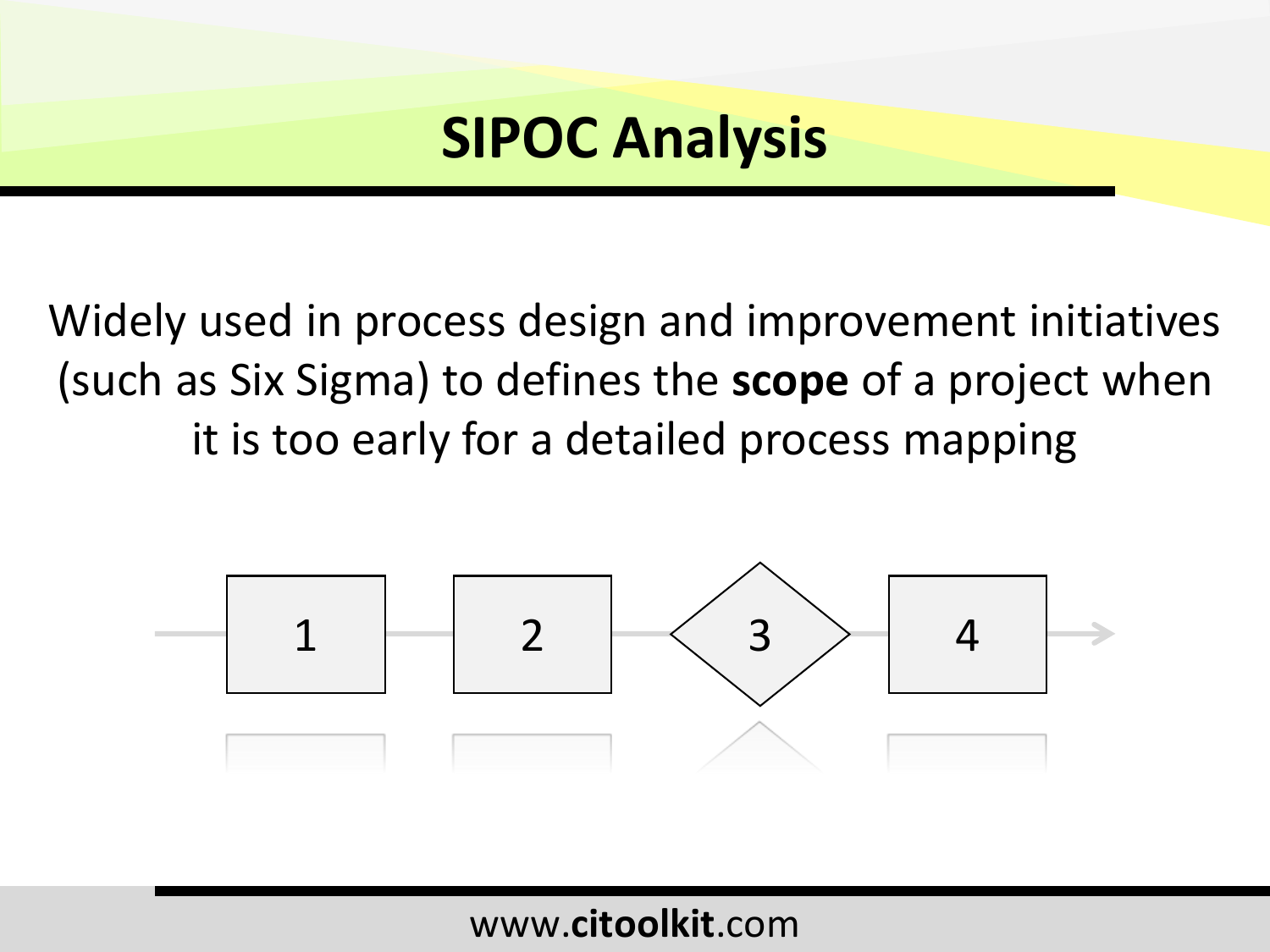# SIPOC Analysis

Widely used in process design and improvement initiatives (such as Six Sigma) to defines the **scope** of a project when it is too early for a detailed process mapping

1 → 2 → 3 → 4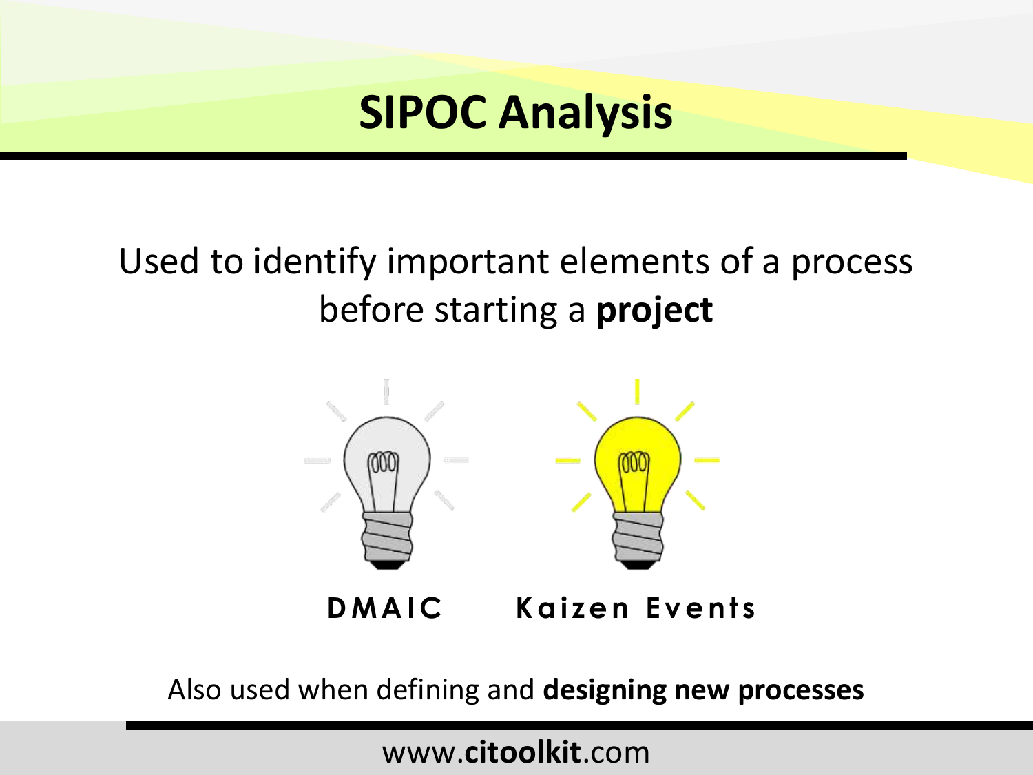# SIPOC Analysis

Used to identify important elements of a process before starting a **project**

**DMAIC** **Kaizen Events**

Also used when defining and **designing new processes**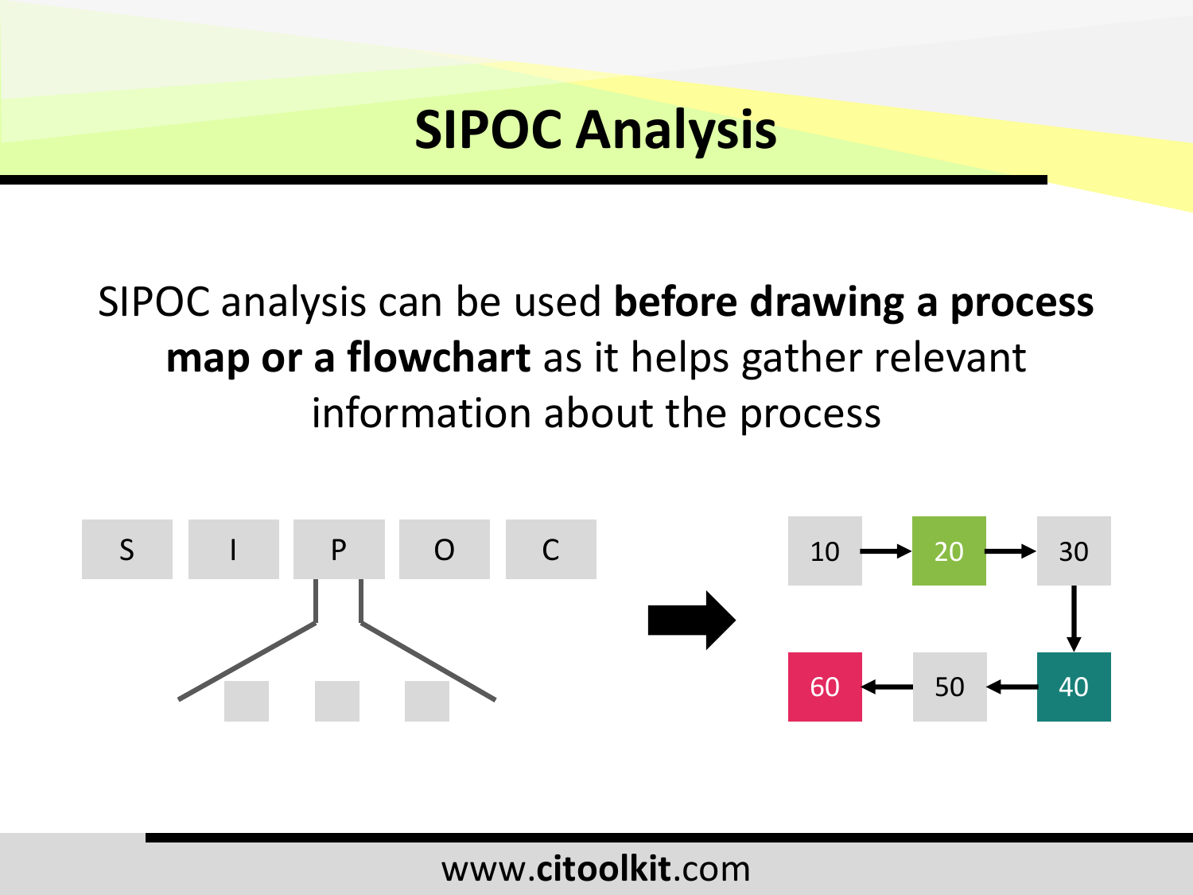# SIPOC Analysis

SIPOC analysis can be used **before drawing a process map or a flowchart** as it helps gather relevant information about the process

S I P O C

10 → 20 → 30 → 40 → 50 → 60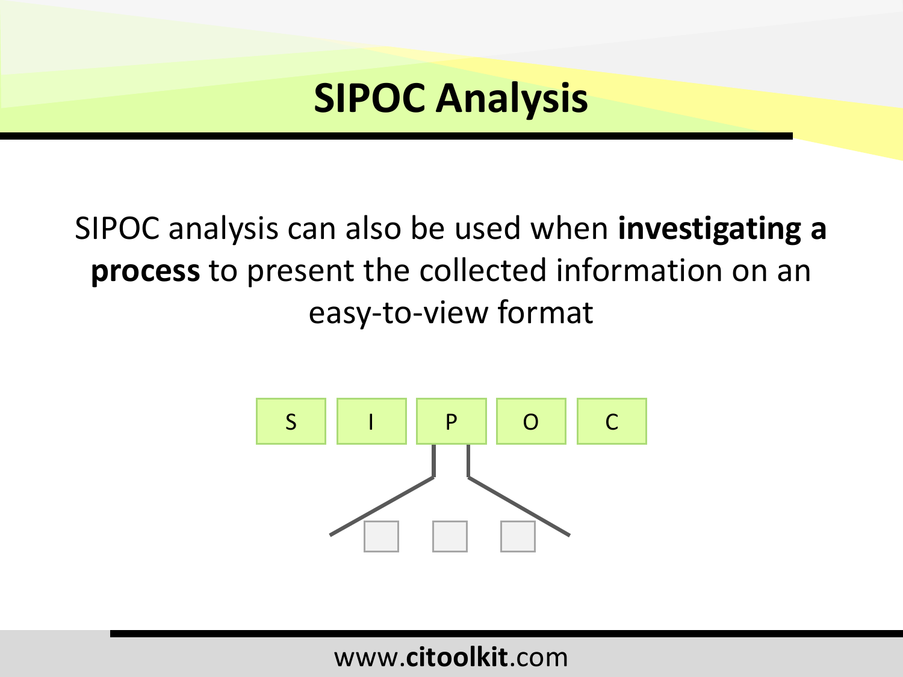# SIPOC Analysis

SIPOC analysis can also be used when **investigating a process** to present the collected information on an easy-to-view format

S I P O C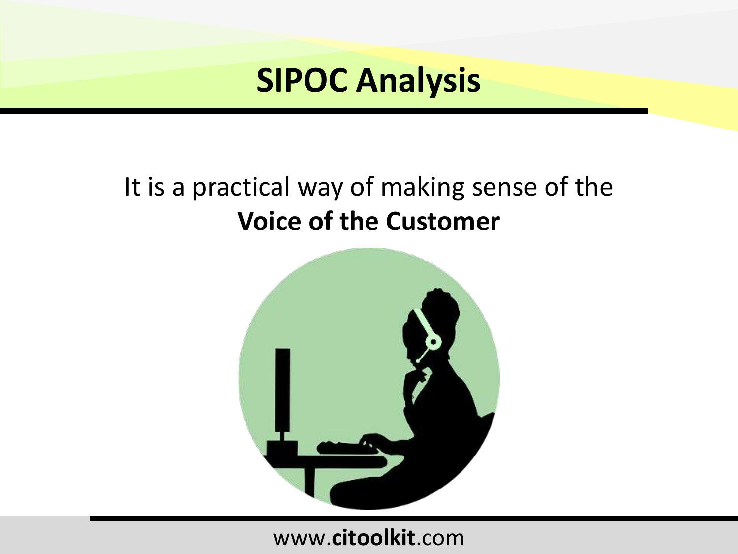# SIPOC Analysis

It is a practical way of making sense of the **Voice of the Customer**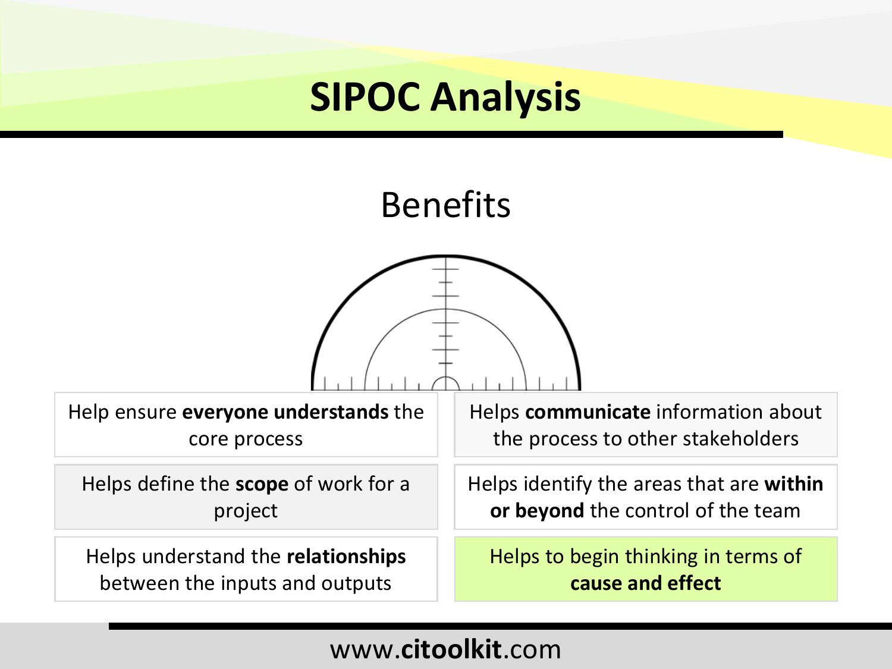# SIPOC Analysis

## Benefits

- Help ensure **everyone understands** the core process
- Helps **communicate** information about the process to other stakeholders
- Helps define the **scope** of work for a project
- Helps identify the areas that are **within or beyond** the control of the team
- Helps understand the **relationships** between the inputs and outputs
- Helps to begin thinking in terms of **cause and effect**

www.**citoolkit**.com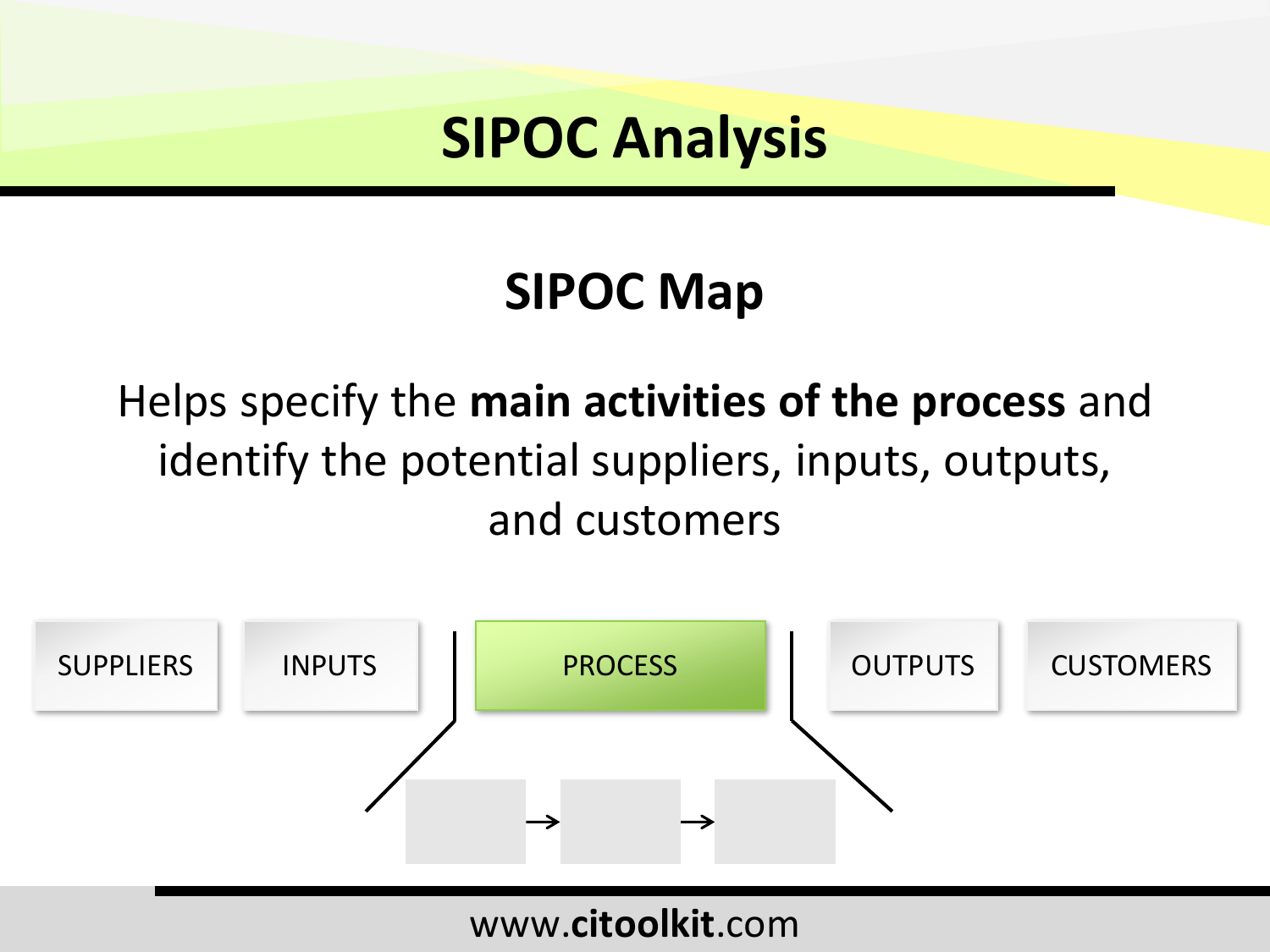# SIPOC Analysis

## SIPOC Map

Helps specify the **main activities of the process** and identify the potential suppliers, inputs, outputs, and customers

SUPPLIERS | INPUTS | PROCESS | OUTPUTS | CUSTOMERS

www.**citoolkit**.com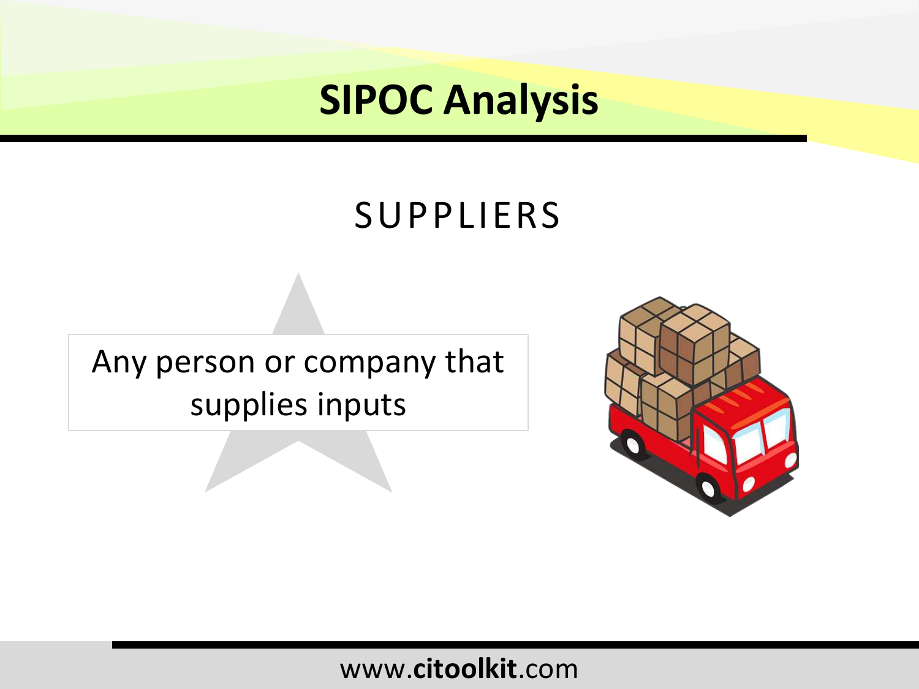# SIPOC Analysis

## SUPPLIERS

Any person or company that supplies inputs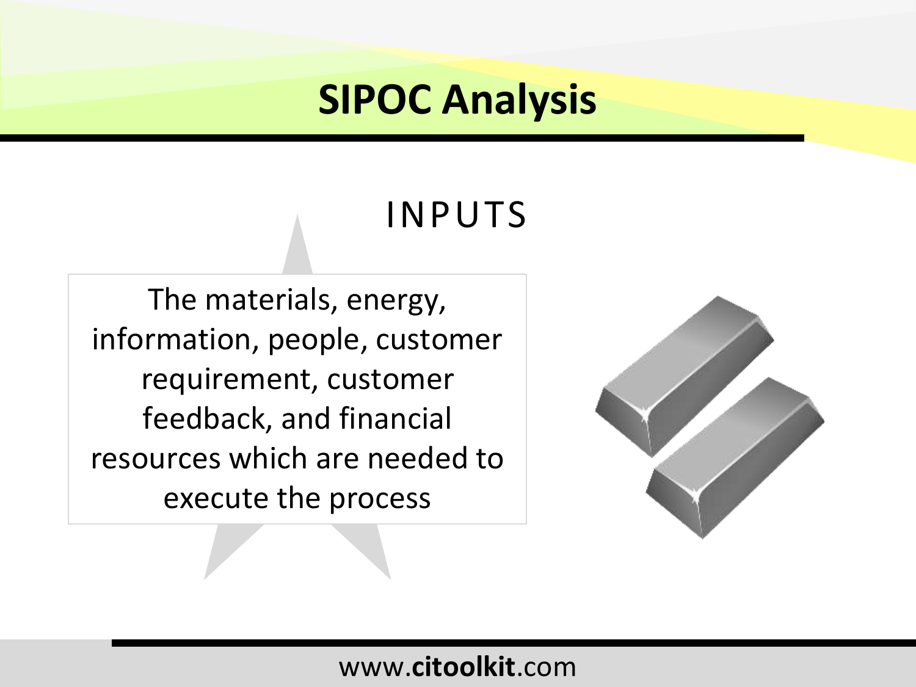# SIPOC Analysis

## INPUTS

The materials, energy, information, people, customer requirement, customer feedback, and financial resources which are needed to execute the process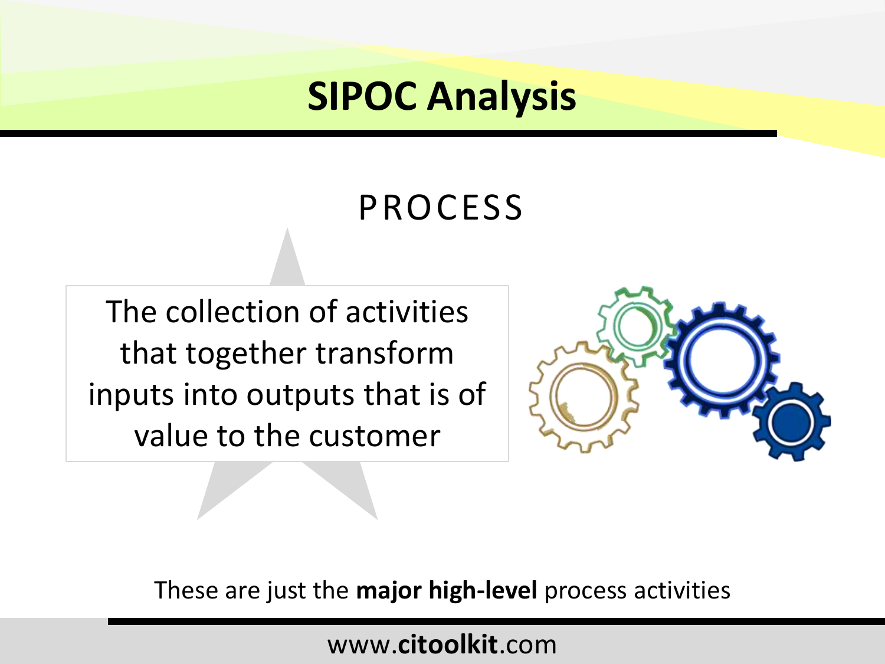# SIPOC Analysis

## PROCESS

The collection of activities that together transform inputs into outputs that is of value to the customer

These are just the **major high-level** process activities

www.**citoolkit**.com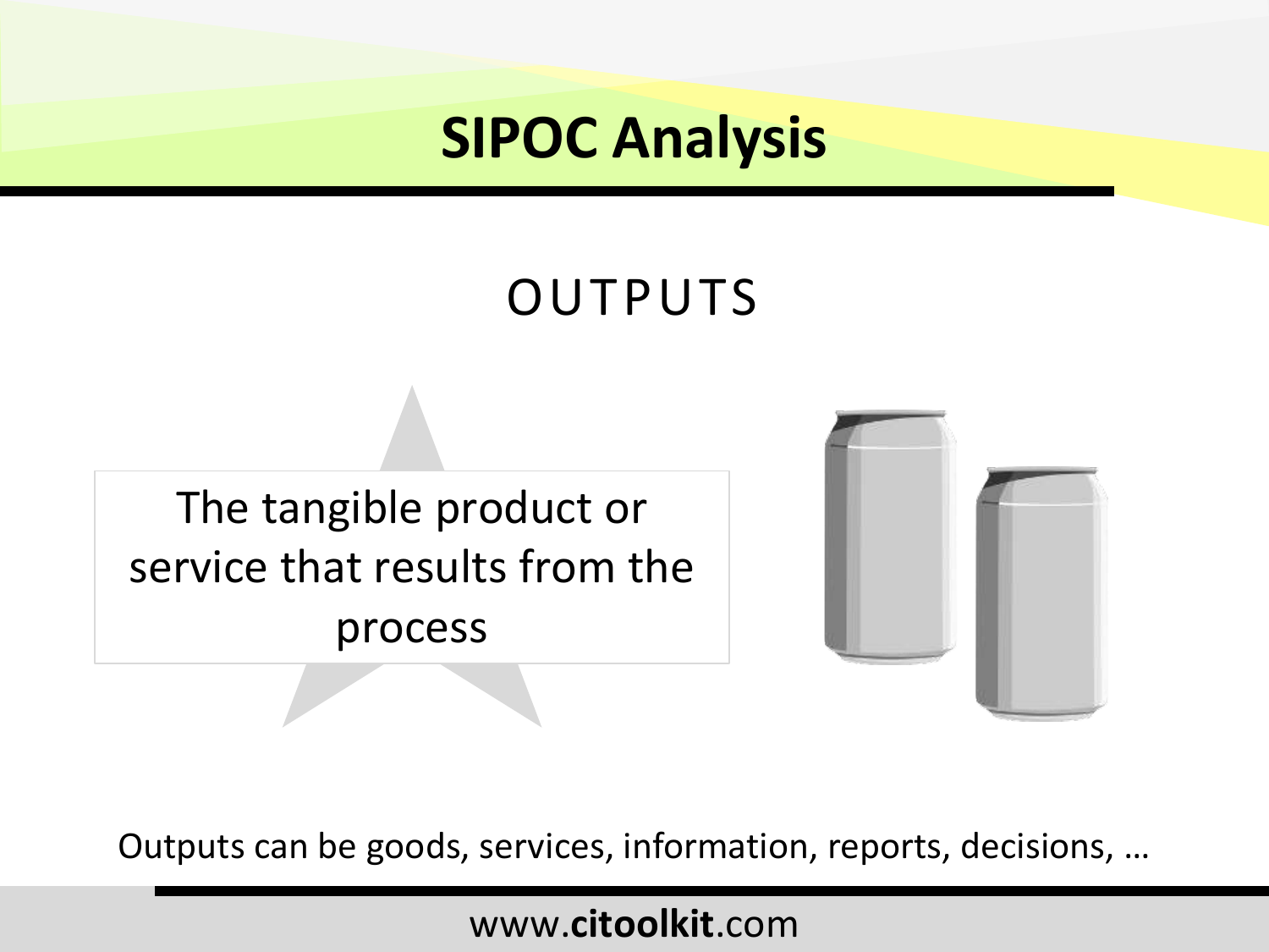# SIPOC Analysis

## OUTPUTS

The tangible product or service that results from the process

Outputs can be goods, services, information, reports, decisions, …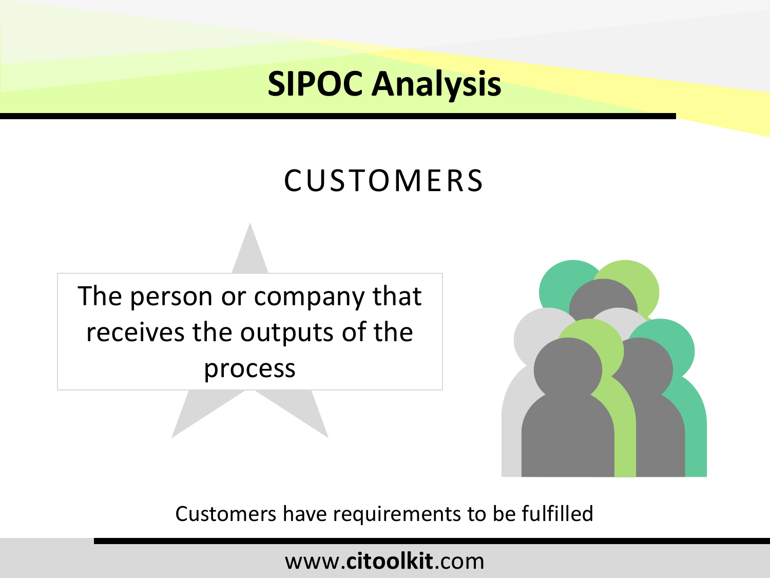# SIPOC Analysis

## CUSTOMERS

The person or company that receives the outputs of the process

Customers have requirements to be fulfilled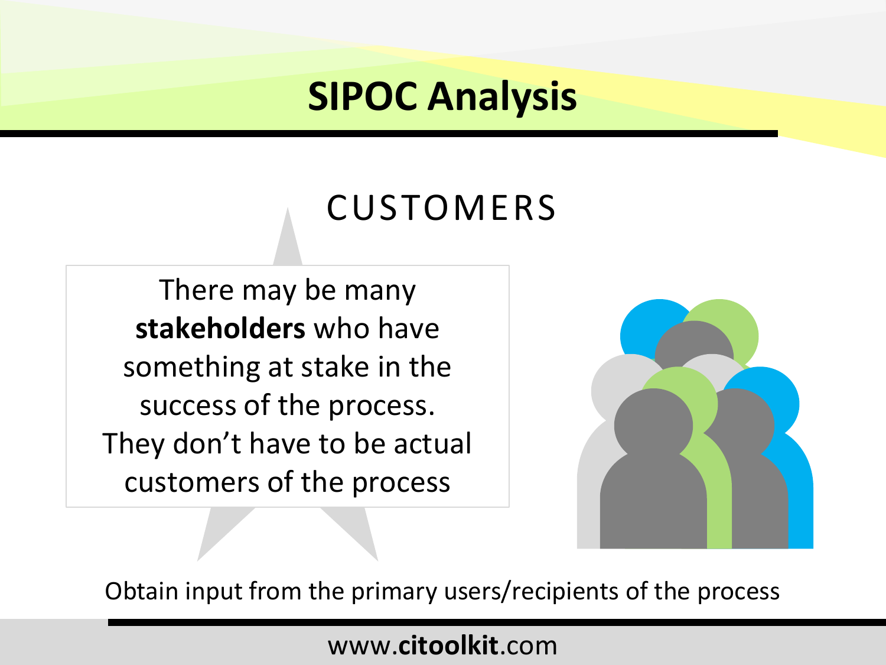# SIPOC Analysis

## CUSTOMERS

There may be many **stakeholders** who have something at stake in the success of the process. They don't have to be actual customers of the process

Obtain input from the primary users/recipients of the process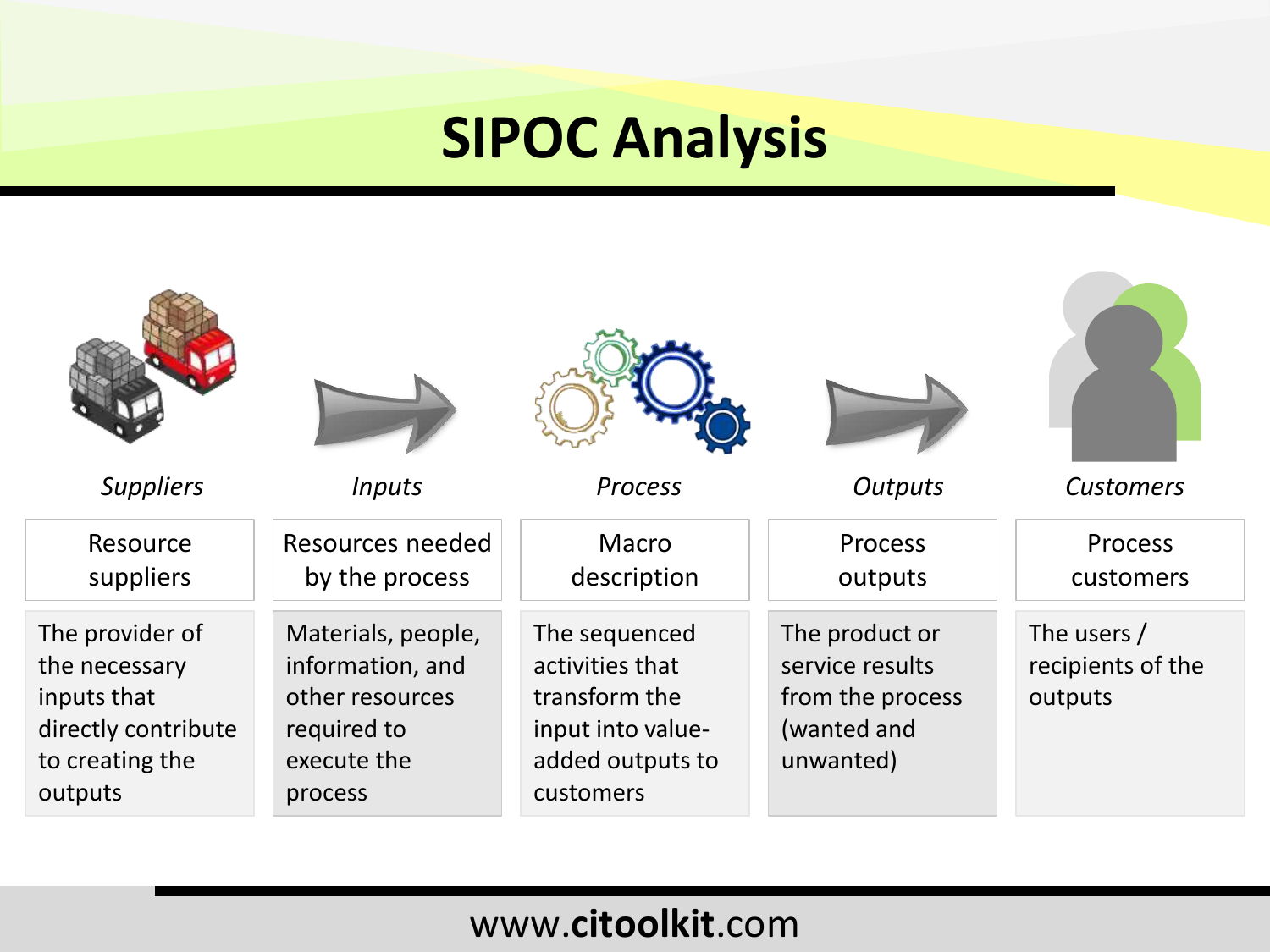# SIPOC Analysis

| *Suppliers* | *Inputs* | *Process* | *Outputs* | *Customers* |
|---|---|---|---|---|
| Resource suppliers | Resources needed by the process | Macro description | Process outputs | Process customers |
| The provider of the necessary inputs that directly contribute to creating the outputs | Materials, people, information, and other resources required to execute the process | The sequenced activities that transform the input into value-added outputs to customers | The product or service results from the process (wanted and unwanted) | The users / recipients of the outputs |

www.**citoolkit**.com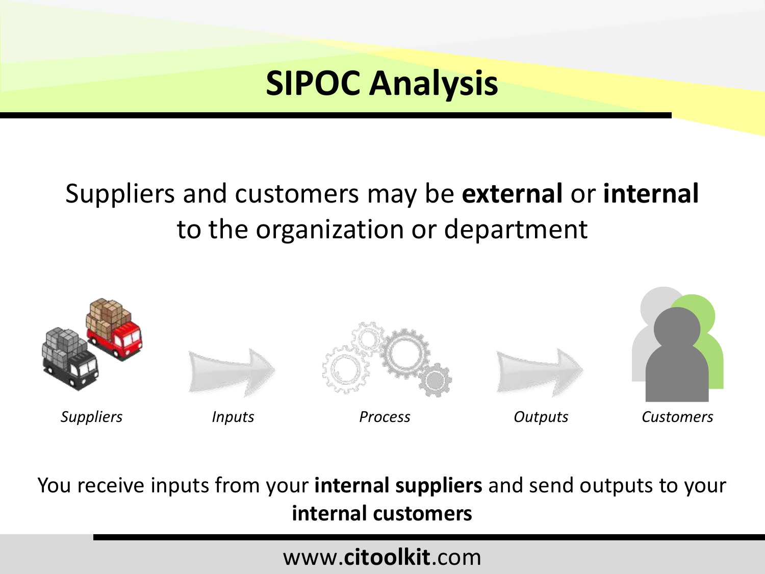# SIPOC Analysis

Suppliers and customers may be **external** or **internal** to the organization or department

*Suppliers* *Inputs* *Process* *Outputs* *Customers*

You receive inputs from your **internal suppliers** and send outputs to your **internal customers**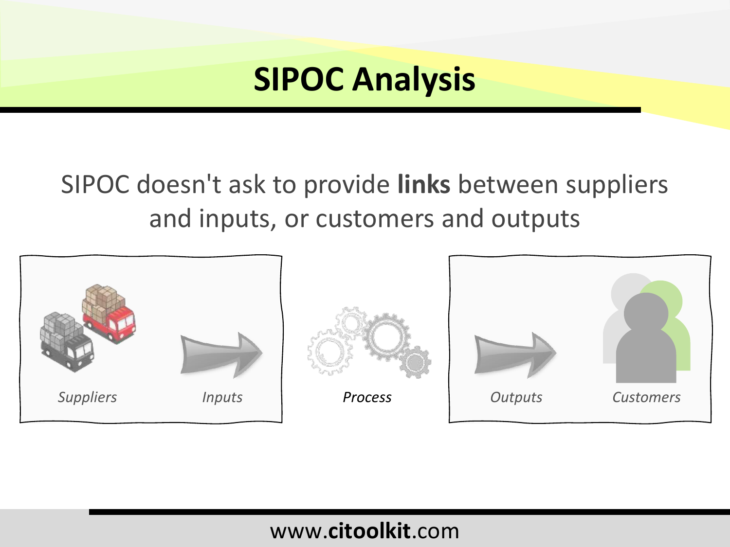# SIPOC Analysis

SIPOC doesn't ask to provide **links** between suppliers and inputs, or customers and outputs

*Suppliers* *Inputs* *Process* *Outputs* *Customers*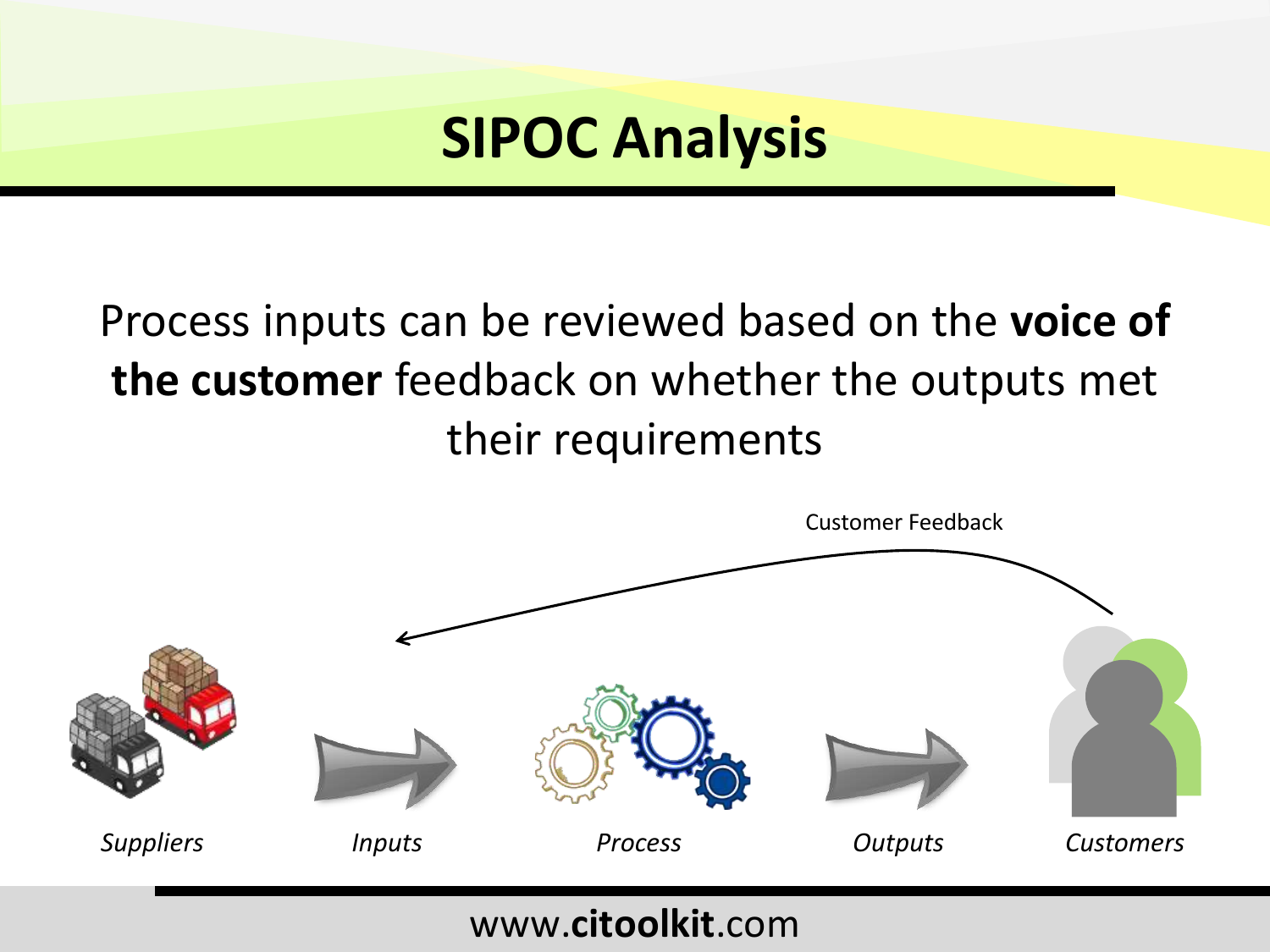# SIPOC Analysis

Process inputs can be reviewed based on the **voice of the customer** feedback on whether the outputs met their requirements

Customer Feedback

*Suppliers* *Inputs* *Process* *Outputs* *Customers*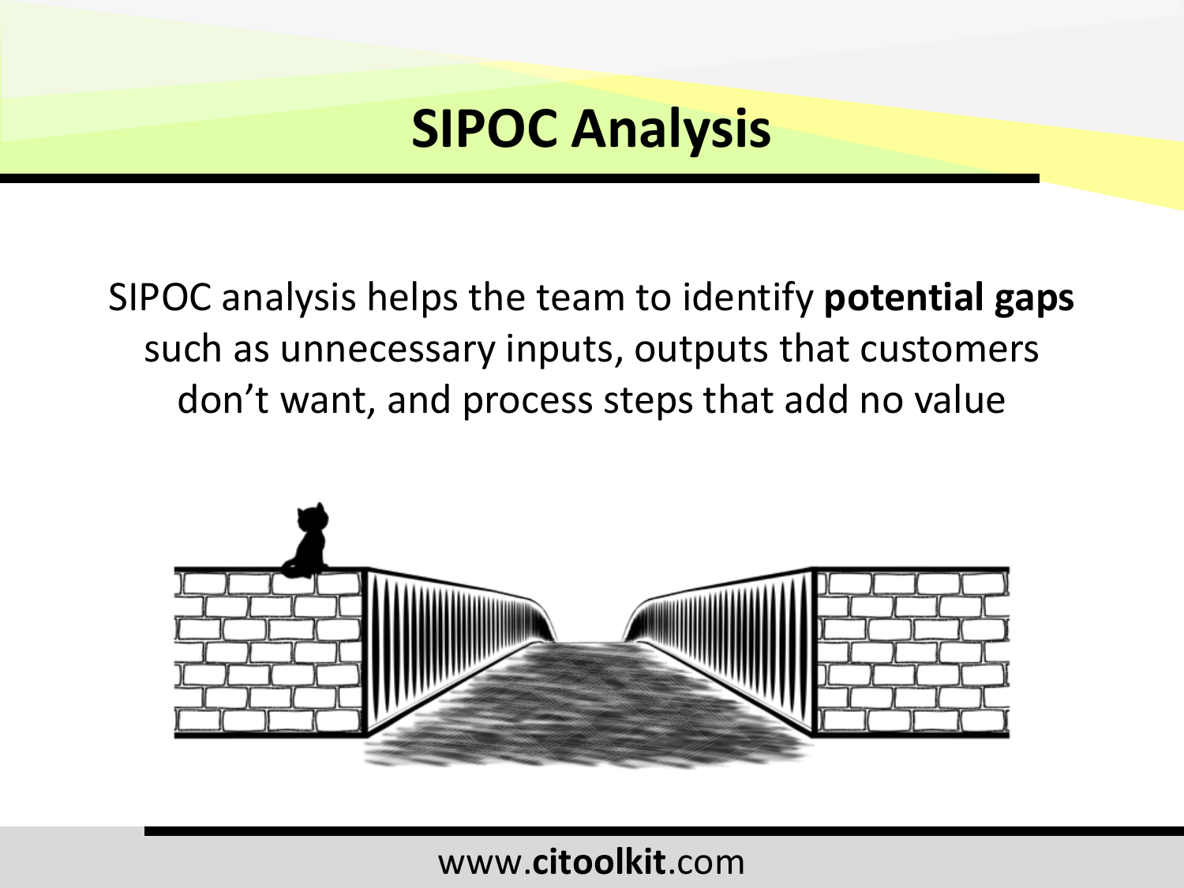# SIPOC Analysis

SIPOC analysis helps the team to identify **potential gaps** such as unnecessary inputs, outputs that customers don't want, and process steps that add no value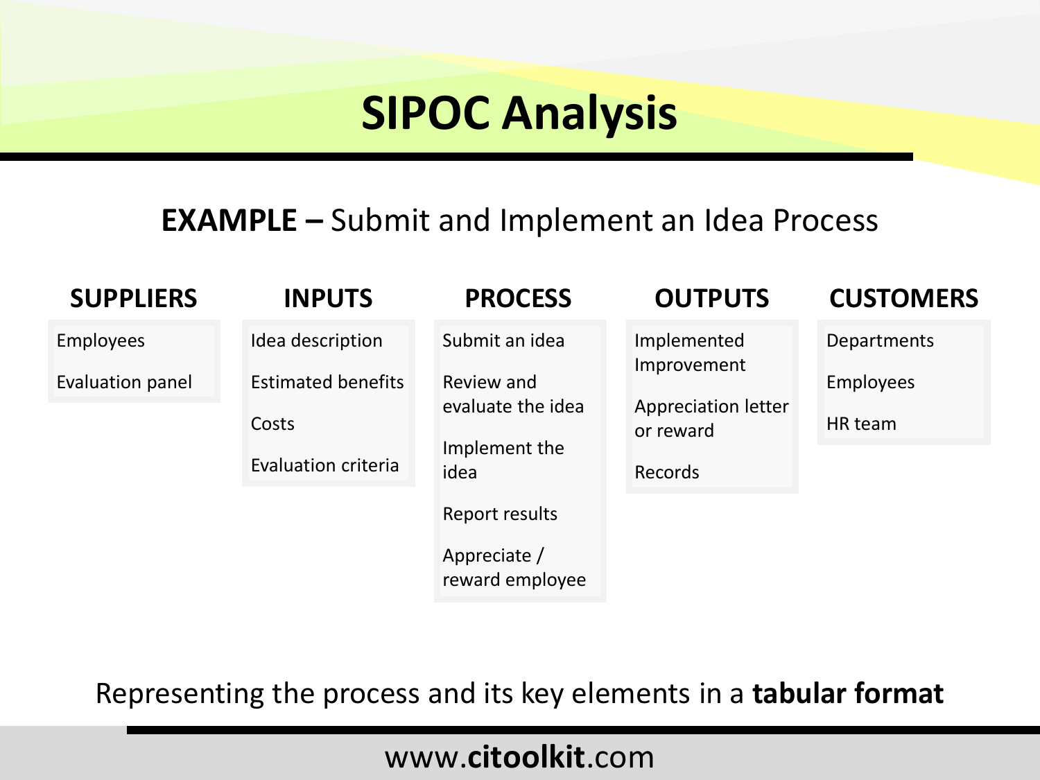# SIPOC Analysis

**EXAMPLE –** Submit and Implement an Idea Process

| SUPPLIERS | INPUTS | PROCESS | OUTPUTS | CUSTOMERS |
| --- | --- | --- | --- | --- |
| Employees | Idea description | Submit an idea | Implemented Improvement | Departments |
| Evaluation panel | Estimated benefits | Review and evaluate the idea | Appreciation letter or reward | Employees |
| | Costs | Implement the idea | Records | HR team |
| | Evaluation criteria | Report results | | |
| | | Appreciate / reward employee | | |

Representing the process and its key elements in a **tabular format**

www.**citoolkit**.com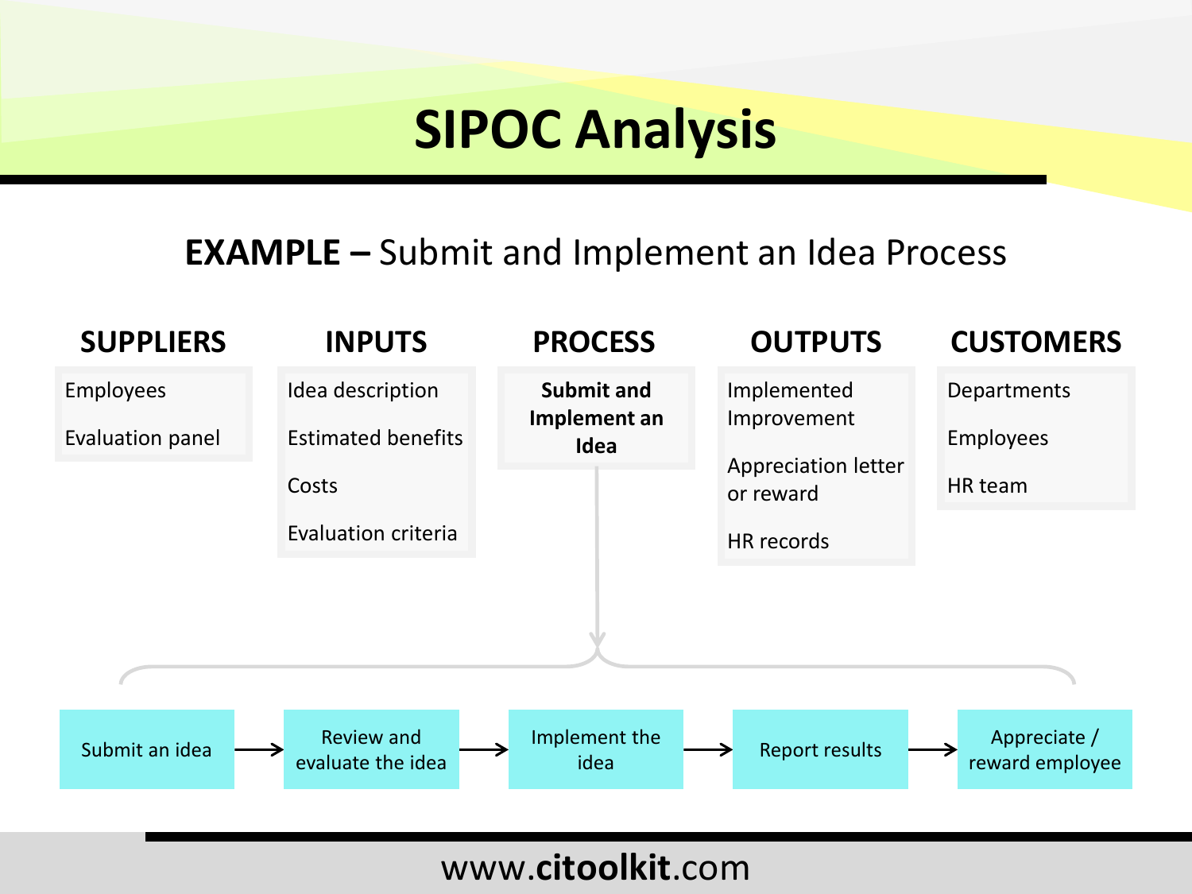# SIPOC Analysis

## EXAMPLE – Submit and Implement an Idea Process

| SUPPLIERS | INPUTS | PROCESS | OUTPUTS | CUSTOMERS |
| --- | --- | --- | --- | --- |
| Employees | Idea description | **Submit and Implement an Idea** | Implemented Improvement | Departments |
| Evaluation panel | Estimated benefits | | Appreciation letter or reward | Employees |
| | Costs | | HR records | HR team |
| | Evaluation criteria | | | |

Submit an idea → Review and evaluate the idea → Implement the idea → Report results → Appreciate / reward employee

www.citoolkit.com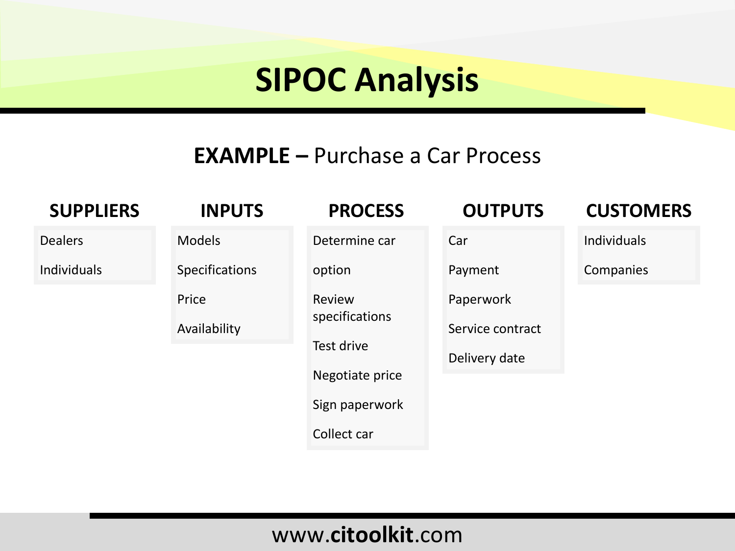# SIPOC Analysis

**EXAMPLE –** Purchase a Car Process

| SUPPLIERS | INPUTS | PROCESS | OUTPUTS | CUSTOMERS |
|---|---|---|---|---|
| Dealers | Models | Determine car | Car | Individuals |
| Individuals | Specifications | option | Payment | Companies |
| | Price | Review specifications | Paperwork | |
| | Availability | Test drive | Service contract | |
| | | Negotiate price | Delivery date | |
| | | Sign paperwork | | |
| | | Collect car | | |

www.**citoolkit**.com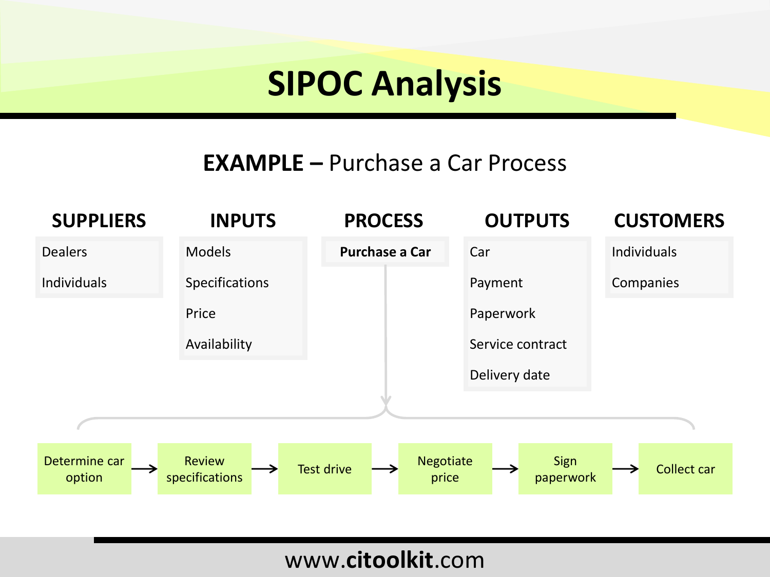# SIPOC Analysis

## **EXAMPLE –** Purchase a Car Process

| SUPPLIERS | INPUTS | PROCESS | OUTPUTS | CUSTOMERS |
|---|---|---|---|---|
| Dealers | Models | **Purchase a Car** | Car | Individuals |
| Individuals | Specifications | | Payment | Companies |
| | Price | | Paperwork | |
| | Availability | | Service contract | |
| | | | Delivery date | |

Determine car option → Review specifications → Test drive → Negotiate price → Sign paperwork → Collect car

www.**citoolkit**.com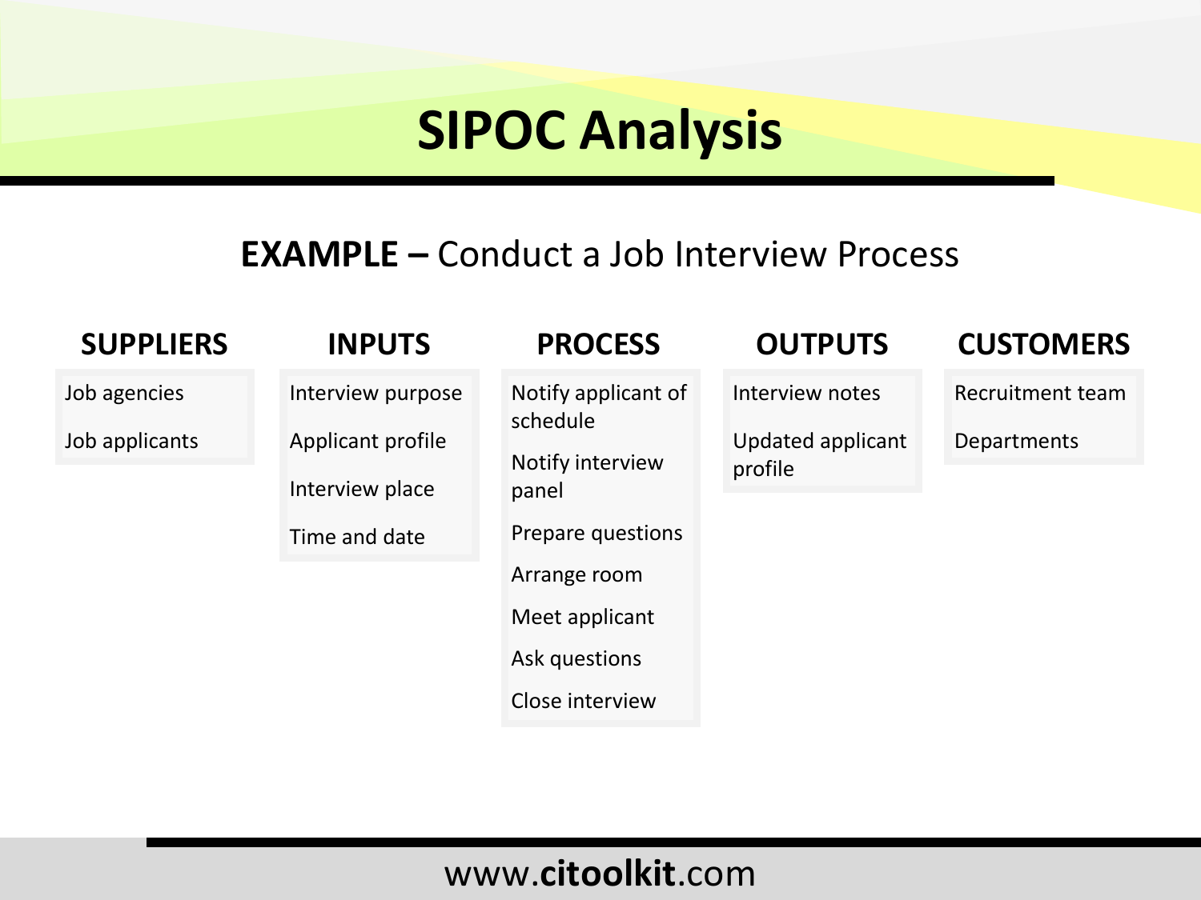# SIPOC Analysis

**EXAMPLE –** Conduct a Job Interview Process

| SUPPLIERS | INPUTS | PROCESS | OUTPUTS | CUSTOMERS |
|---|---|---|---|---|
| Job agencies | Interview purpose | Notify applicant of schedule | Interview notes | Recruitment team |
| Job applicants | Applicant profile | Notify interview panel | Updated applicant profile | Departments |
| | Interview place | Prepare questions | | |
| | Time and date | Arrange room | | |
| | | Meet applicant | | |
| | | Ask questions | | |
| | | Close interview | | |

www.**citoolkit**.com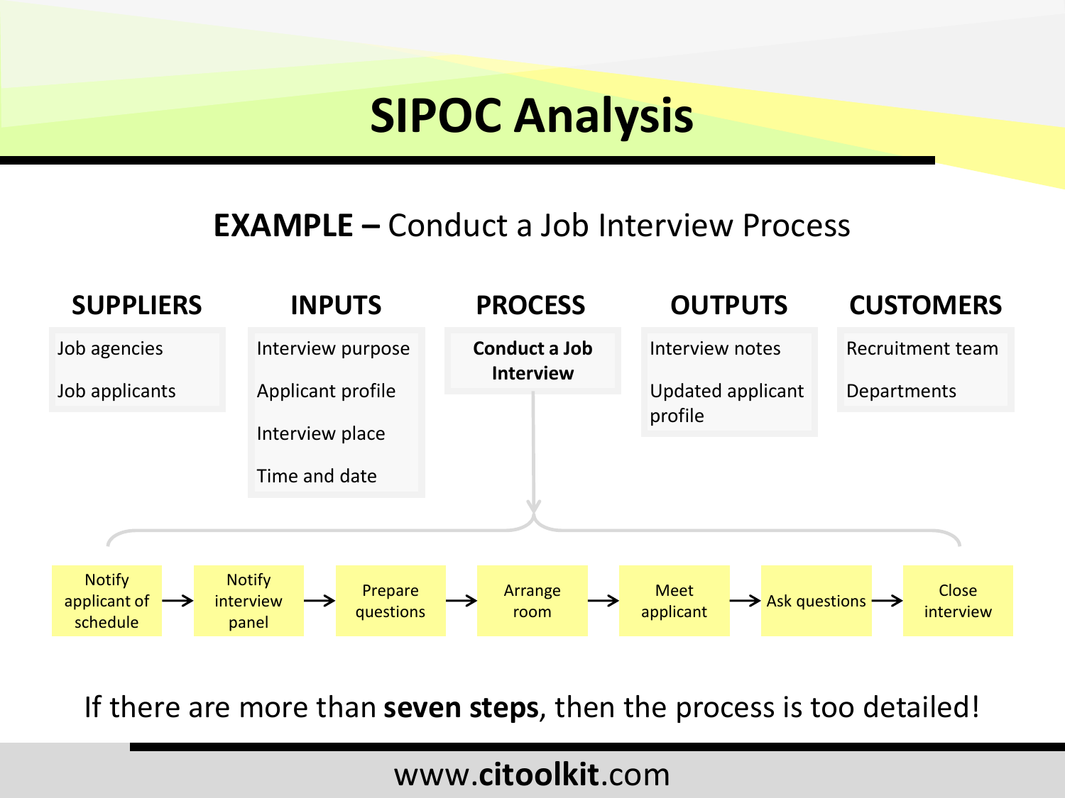# SIPOC Analysis

## EXAMPLE – Conduct a Job Interview Process

| SUPPLIERS | INPUTS | PROCESS | OUTPUTS | CUSTOMERS |
| --- | --- | --- | --- | --- |
| Job agencies | Interview purpose | **Conduct a Job Interview** | Interview notes | Recruitment team |
| Job applicants | Applicant profile | | Updated applicant profile | Departments |
| | Interview place | | | |
| | Time and date | | | |

Notify applicant of schedule → Notify interview panel → Prepare questions → Arrange room → Meet applicant → Ask questions → Close interview

If there are more than **seven steps**, then the process is too detailed!

www.**citoolkit**.com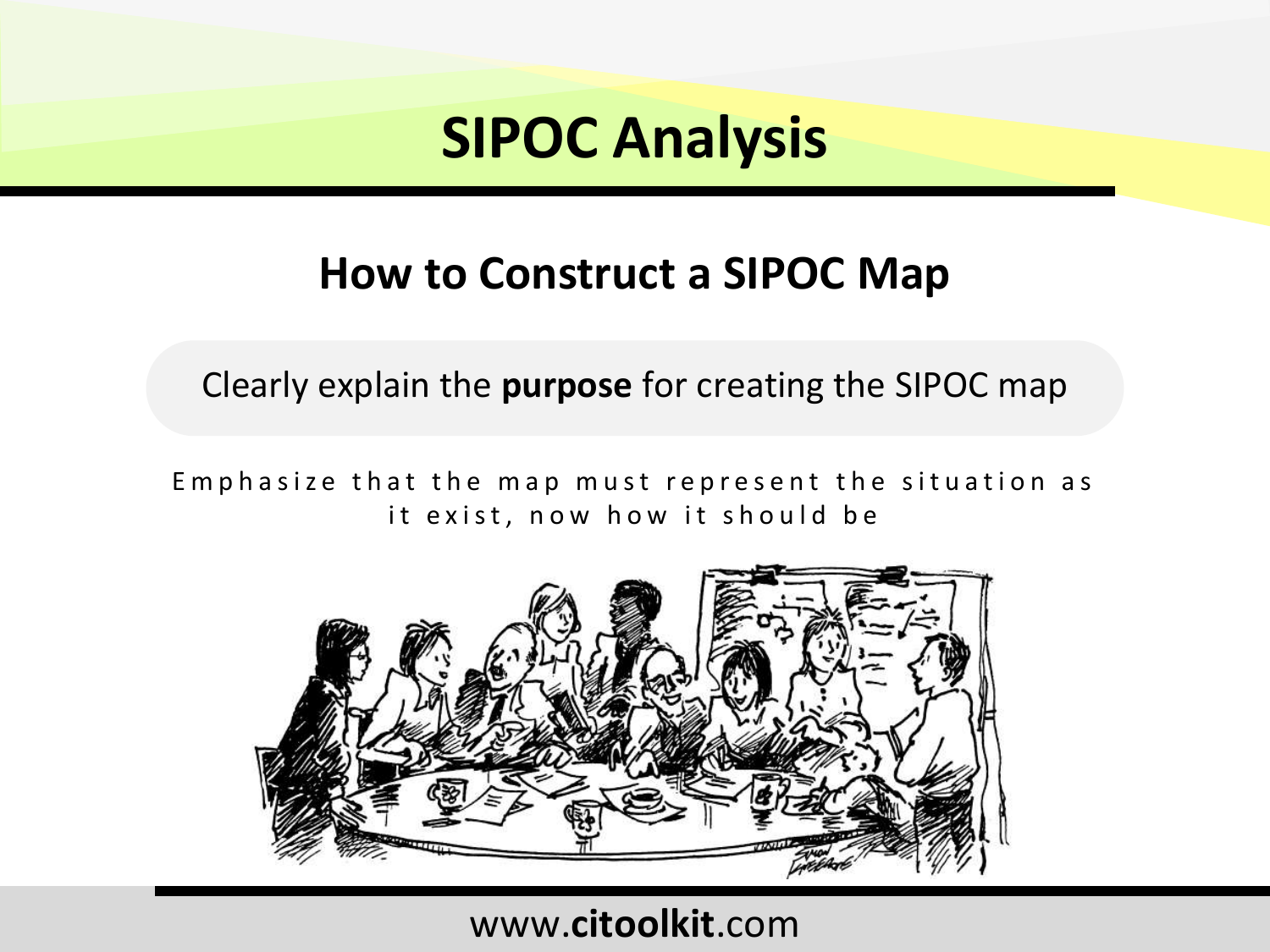# SIPOC Analysis

## How to Construct a SIPOC Map

Clearly explain the **purpose** for creating the SIPOC map

Emphasize that the map must represent the situation as it exist, now how it should be

www.**citoolkit**.com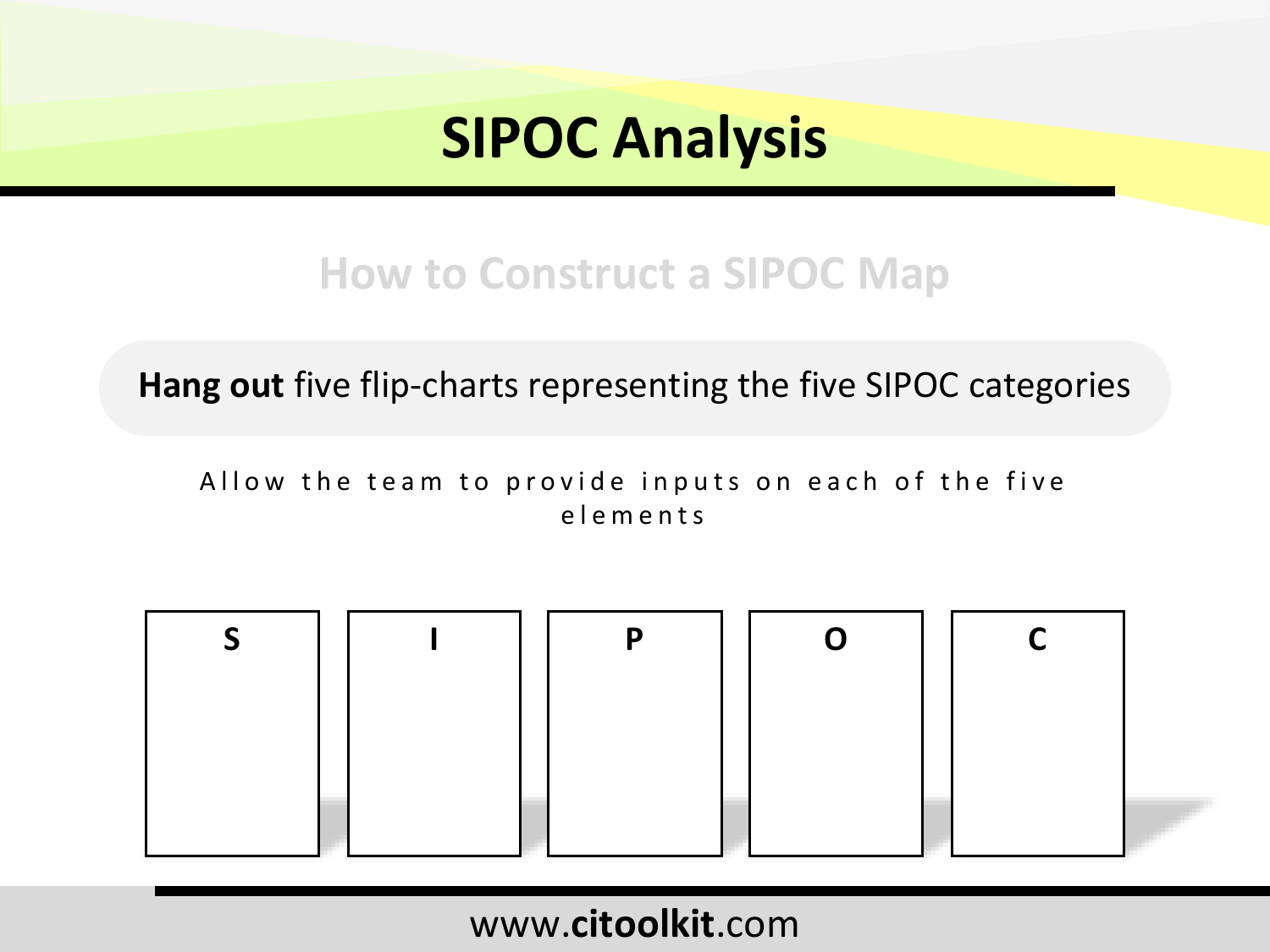# SIPOC Analysis

## How to Construct a SIPOC Map

**Hang out** five flip-charts representing the five SIPOC categories

Allow the team to provide inputs on each of the five elements

| S | I | P | O | C |
| --- | --- | --- | --- | --- |
| | | | | |

www.**citoolkit**.com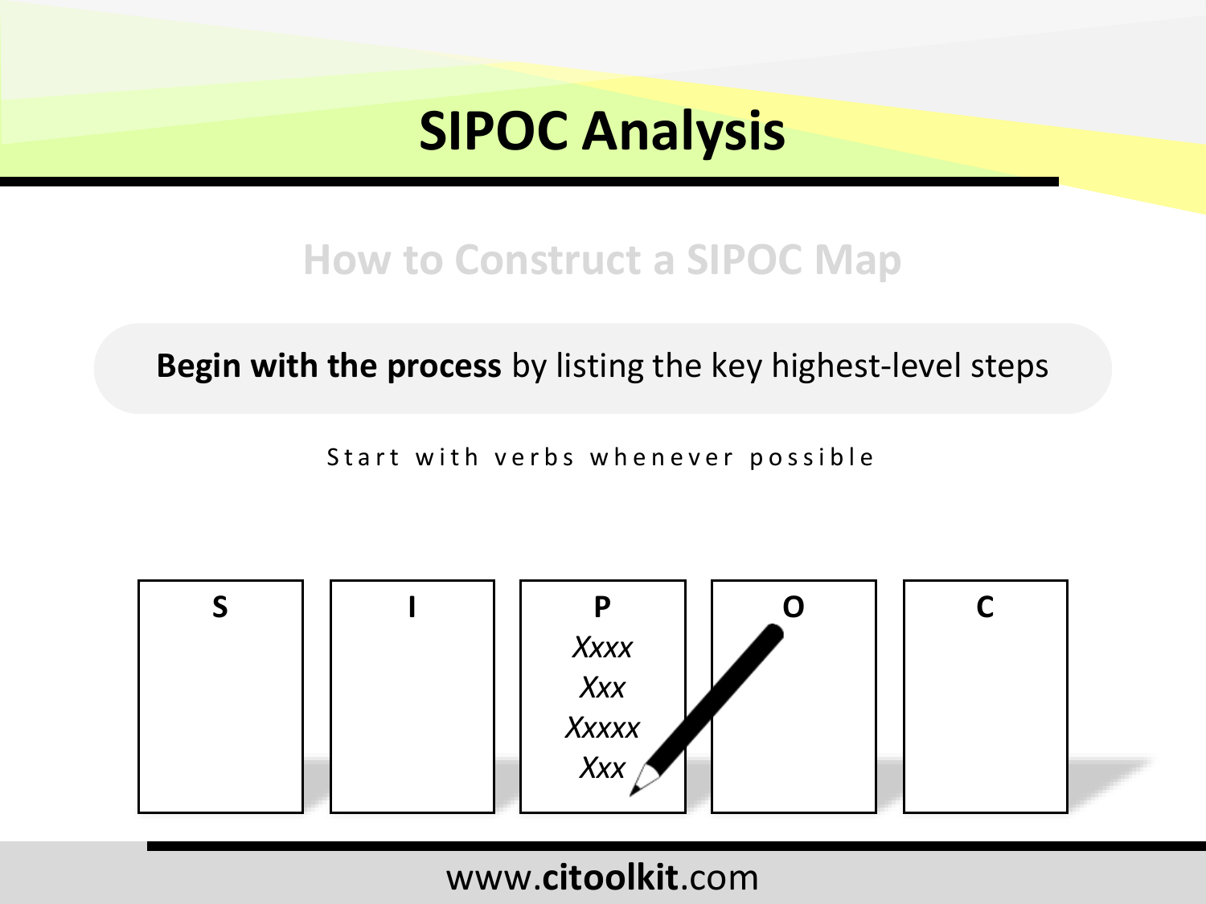# SIPOC Analysis

## How to Construct a SIPOC Map

**Begin with the process** by listing the key highest-level steps

Start with verbs whenever possible

| S | I | P | O | C |
|---|---|---|---|---|
| | | *Xxxx*<br>*Xxx*<br>*Xxxxx*<br>*Xxx* | | |

www.**citoolkit**.com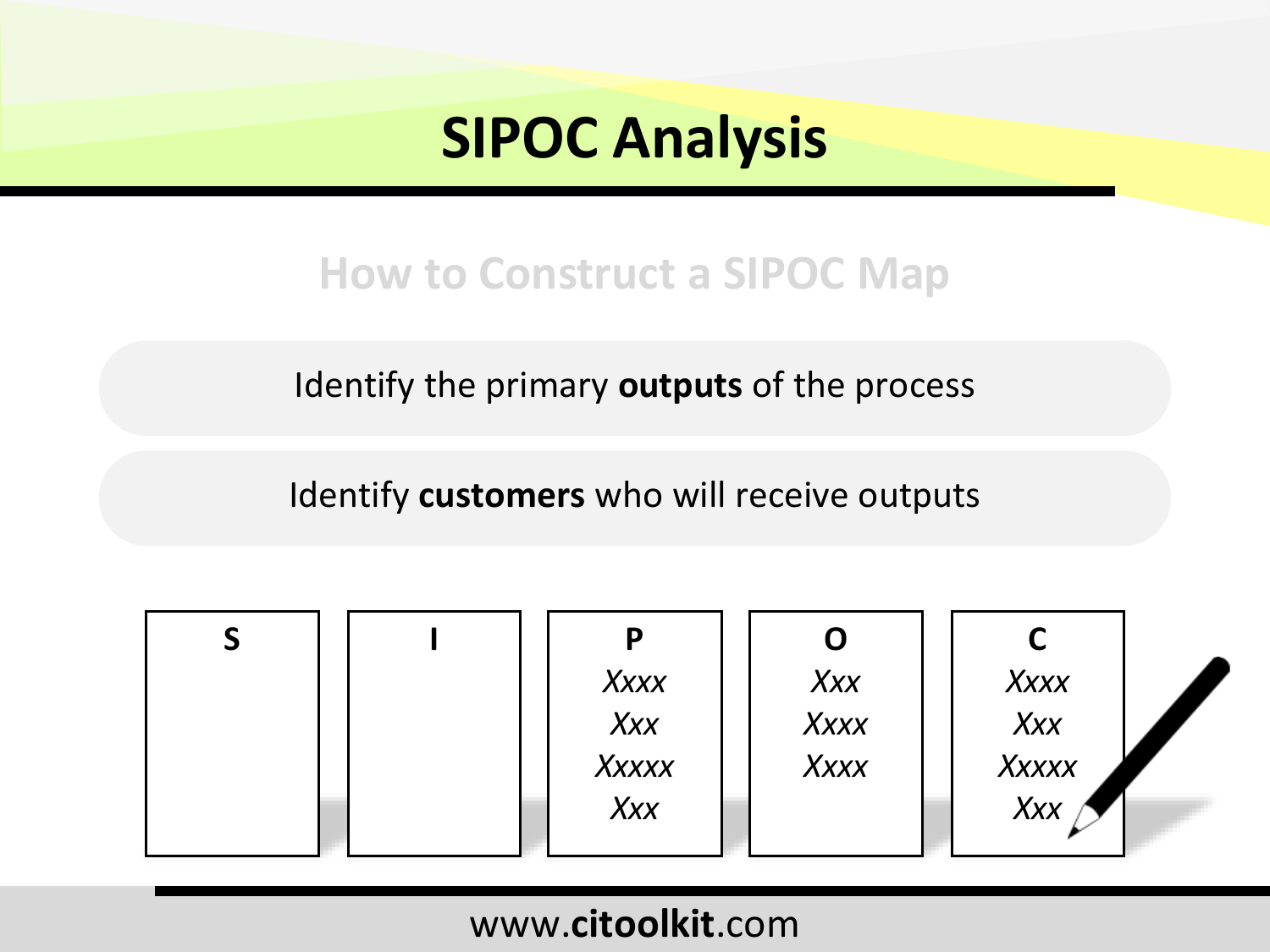# SIPOC Analysis

## How to Construct a SIPOC Map

Identify the primary **outputs** of the process

Identify **customers** who will receive outputs

| S | I | P | O | C |
|---|---|---|---|---|
| | | *Xxxx* | *Xxx* | *Xxxx* |
| | | *Xxx* | *Xxxx* | *Xxx* |
| | | *Xxxxx* | *Xxxx* | *Xxxxx* |
| | | *Xxx* | | *Xxx* |

www.**citoolkit**.com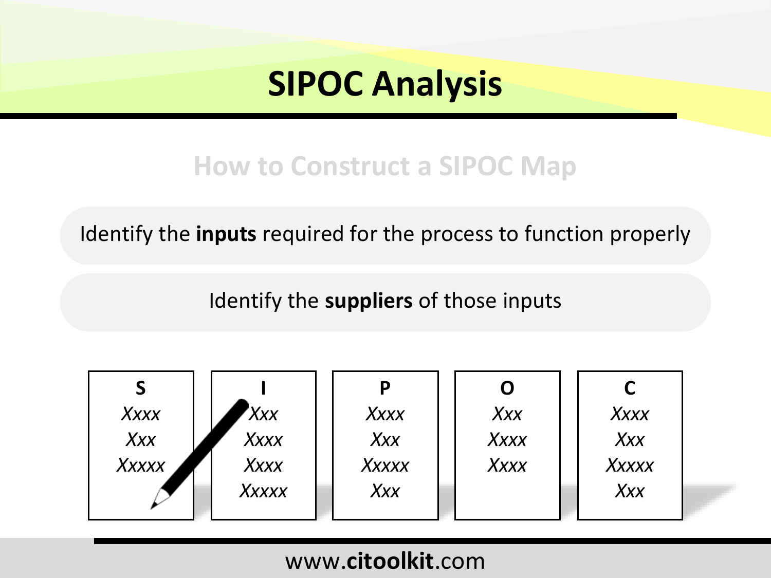# SIPOC Analysis

## How to Construct a SIPOC Map

Identify the **inputs** required for the process to function properly

Identify the **suppliers** of those inputs

| S | I | P | O | C |
| --- | --- | --- | --- | --- |
| *Xxxx* | *Xxx* | *Xxxx* | *Xxx* | *Xxxx* |
| *Xxx* | *Xxxx* | *Xxx* | *Xxxx* | *Xxx* |
| *Xxxxx* | *Xxxx* | *Xxxxx* | *Xxxx* | *Xxxxx* |
| | *Xxxxx* | *Xxx* | | *Xxx* |

www.**citoolkit**.com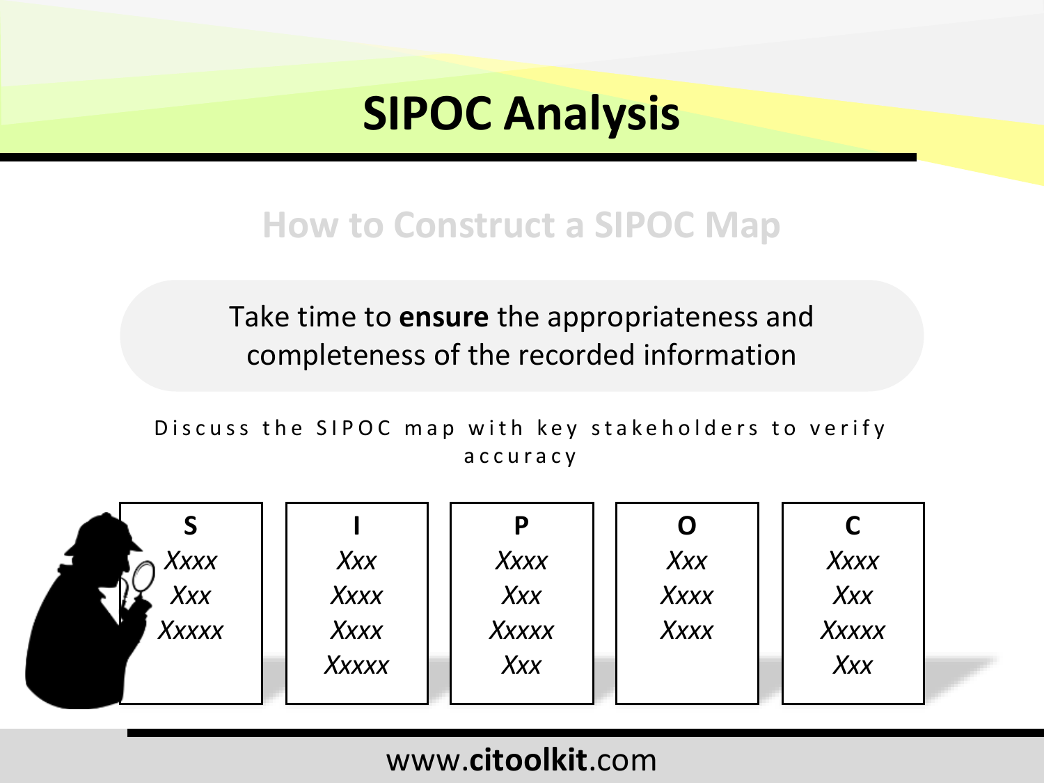# SIPOC Analysis

## How to Construct a SIPOC Map

Take time to **ensure** the appropriateness and completeness of the recorded information

Discuss the SIPOC map with key stakeholders to verify accuracy

| S | I | P | O | C |
|---|---|---|---|---|
| *Xxxx* | *Xxx* | *Xxxx* | *Xxx* | *Xxxx* |
| *Xxx* | *Xxxx* | *Xxx* | *Xxxx* | *Xxx* |
| *Xxxxx* | *Xxxx* | *Xxxxx* | *Xxxx* | *Xxxxx* |
| | *Xxxxx* | *Xxx* | | *Xxx* |

www.**citoolkit**.com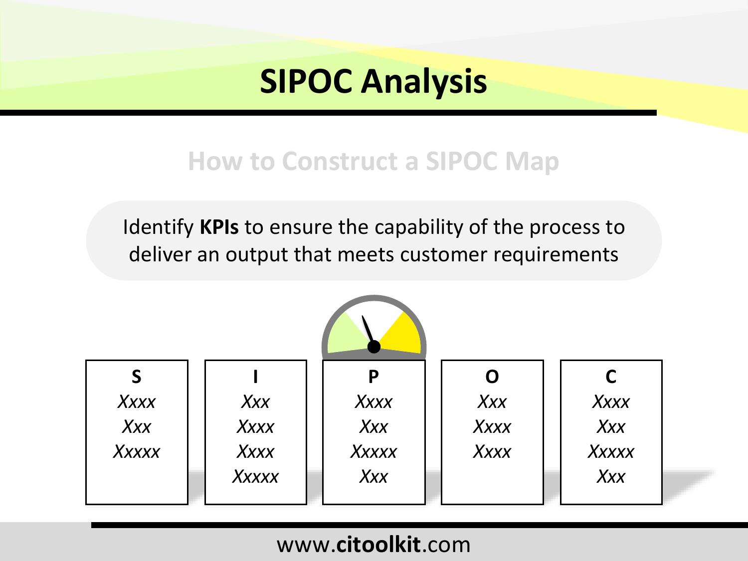# SIPOC Analysis

## How to Construct a SIPOC Map

Identify **KPIs** to ensure the capability of the process to deliver an output that meets customer requirements

| S | I | P | O | C |
|---|---|---|---|---|
| *Xxxx* | *Xxx* | *Xxxx* | *Xxx* | *Xxxx* |
| *Xxx* | *Xxxx* | *Xxx* | *Xxxx* | *Xxx* |
| *Xxxxx* | *Xxxx* | *Xxxxx* | *Xxxx* | *Xxxxx* |
| | *Xxxxx* | *Xxx* | | *Xxx* |

www.**citoolkit**.com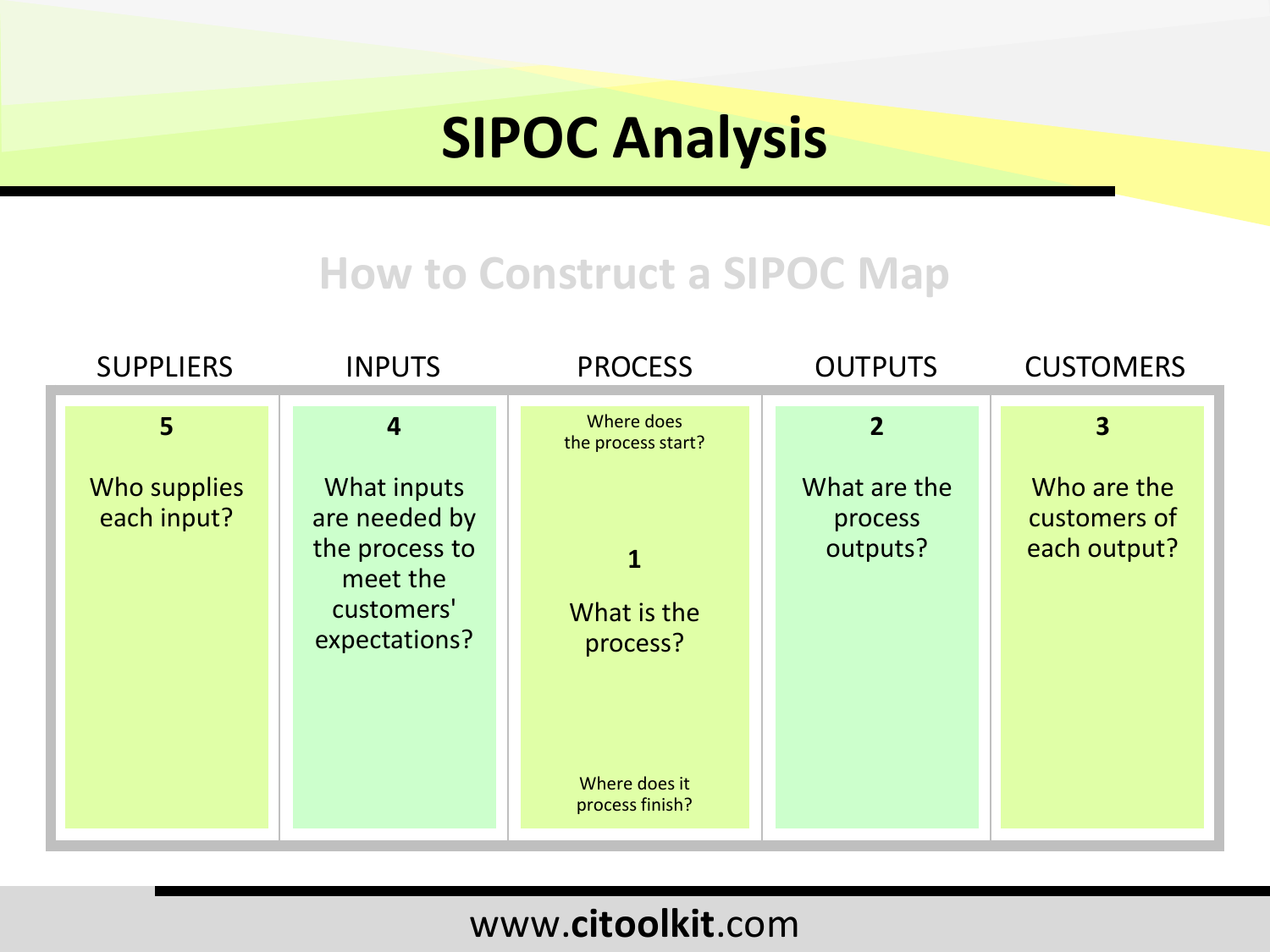# SIPOC Analysis

## How to Construct a SIPOC Map

| SUPPLIERS | INPUTS | PROCESS | OUTPUTS | CUSTOMERS |
|---|---|---|---|---|
| **5** Who supplies each input? | **4** What inputs are needed by the process to meet the customers' expectations? | Where does the process start? **1** What is the process? Where does it process finish? | **2** What are the process outputs? | **3** Who are the customers of each output? |

www.**citoolkit**.com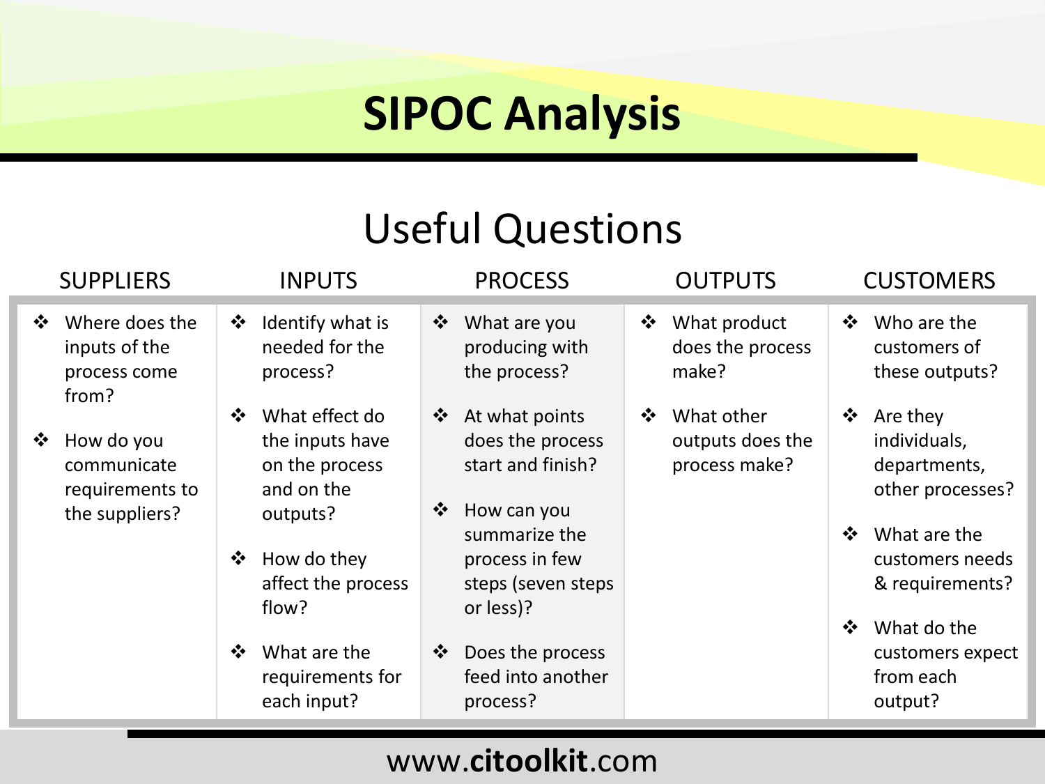# SIPOC Analysis

## Useful Questions

| SUPPLIERS | INPUTS | PROCESS | OUTPUTS | CUSTOMERS |
|---|---|---|---|---|
| ❖ Where does the inputs of the process come from?<br><br>❖ How do you communicate requirements to the suppliers? | ❖ Identify what is needed for the process?<br><br>❖ What effect do the inputs have on the process and on the outputs?<br><br>❖ How do they affect the process flow?<br><br>❖ What are the requirements for each input? | ❖ What are you producing with the process?<br><br>❖ At what points does the process start and finish?<br><br>❖ How can you summarize the process in few steps (seven steps or less)?<br><br>❖ Does the process feed into another process? | ❖ What product does the process make?<br><br>❖ What other outputs does the process make? | ❖ Who are the customers of these outputs?<br><br>❖ Are they individuals, departments, other processes?<br><br>❖ What are the customers needs & requirements?<br><br>❖ What do the customers expect from each output? |

www.**citoolkit**.com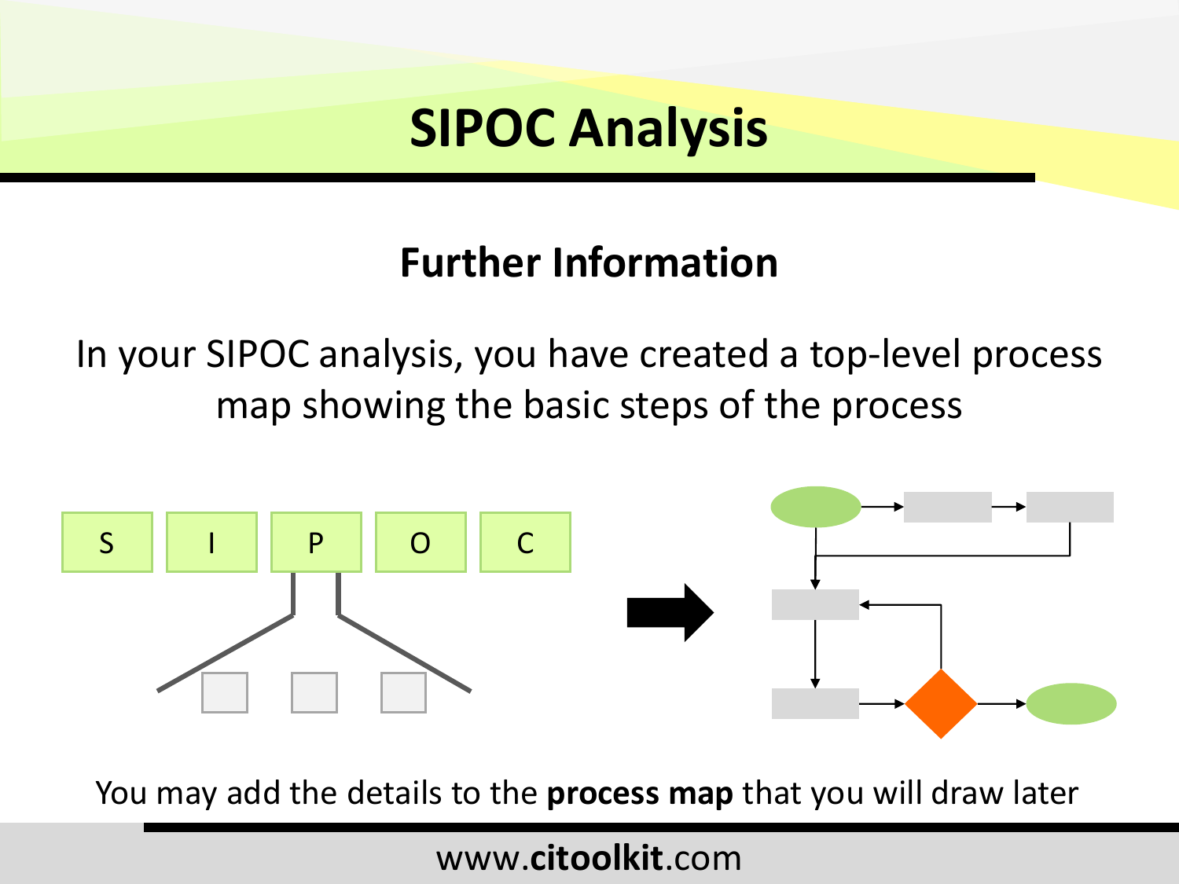# SIPOC Analysis

## Further Information

In your SIPOC analysis, you have created a top-level process map showing the basic steps of the process

S I P O C

You may add the details to the **process map** that you will draw later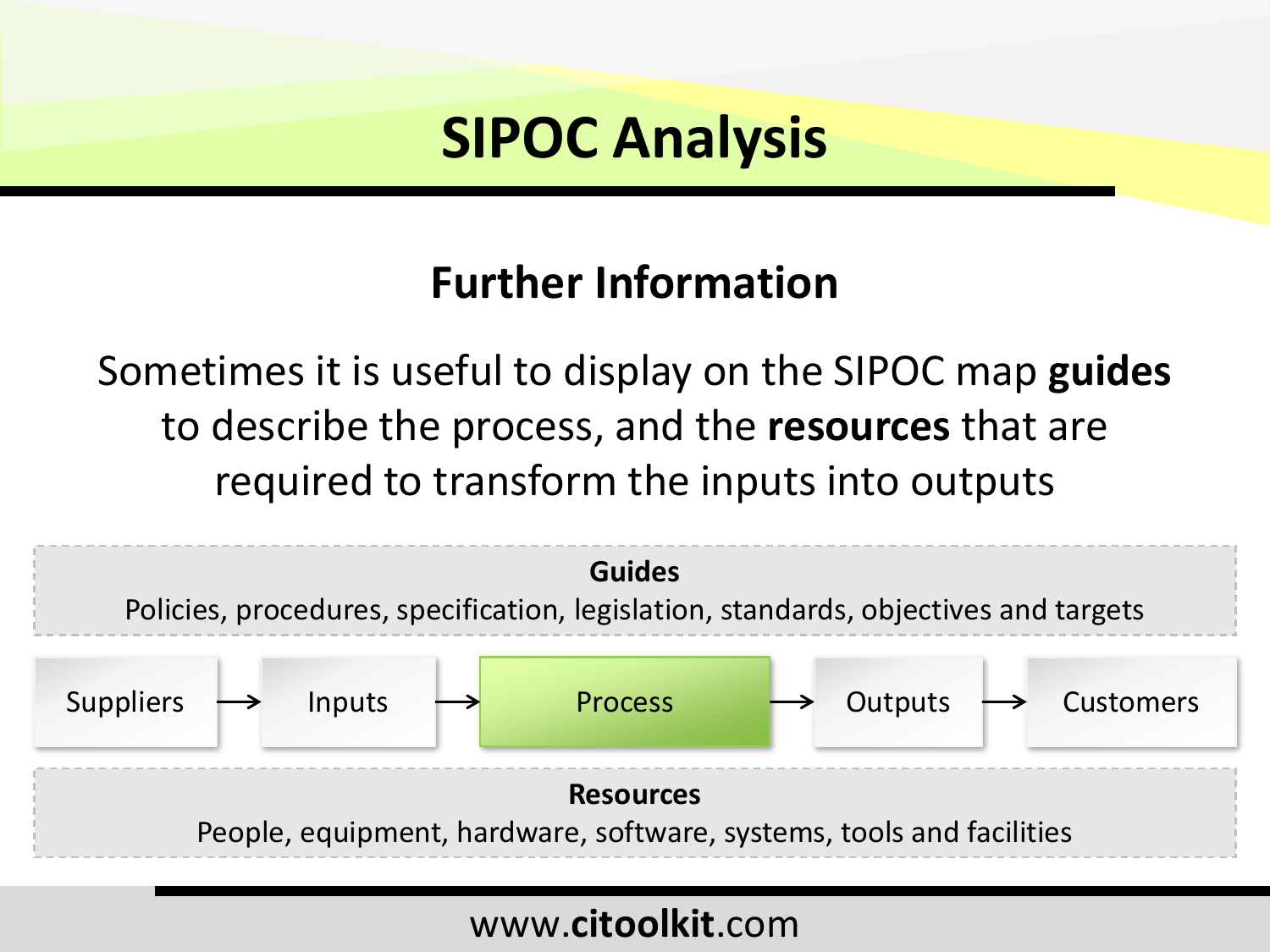# SIPOC Analysis

## Further Information

Sometimes it is useful to display on the SIPOC map **guides** to describe the process, and the **resources** that are required to transform the inputs into outputs

**Guides**

Policies, procedures, specification, legislation, standards, objectives and targets

Suppliers → Inputs → Process → Outputs → Customers

**Resources**

People, equipment, hardware, software, systems, tools and facilities

www.**citoolkit**.com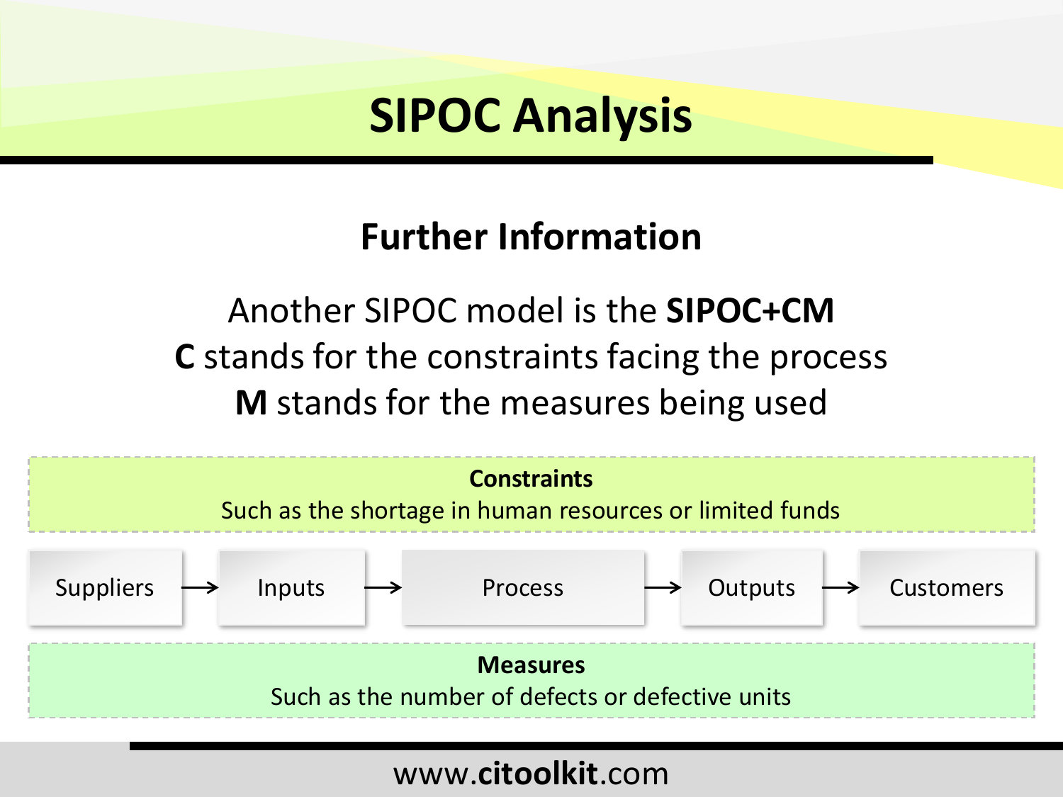# SIPOC Analysis

## Further Information

Another SIPOC model is the **SIPOC+CM**

**C** stands for the constraints facing the process

**M** stands for the measures being used

**Constraints**

Such as the shortage in human resources or limited funds

Suppliers → Inputs → Process → Outputs → Customers

**Measures**

Such as the number of defects or defective units

www.**citoolkit**.com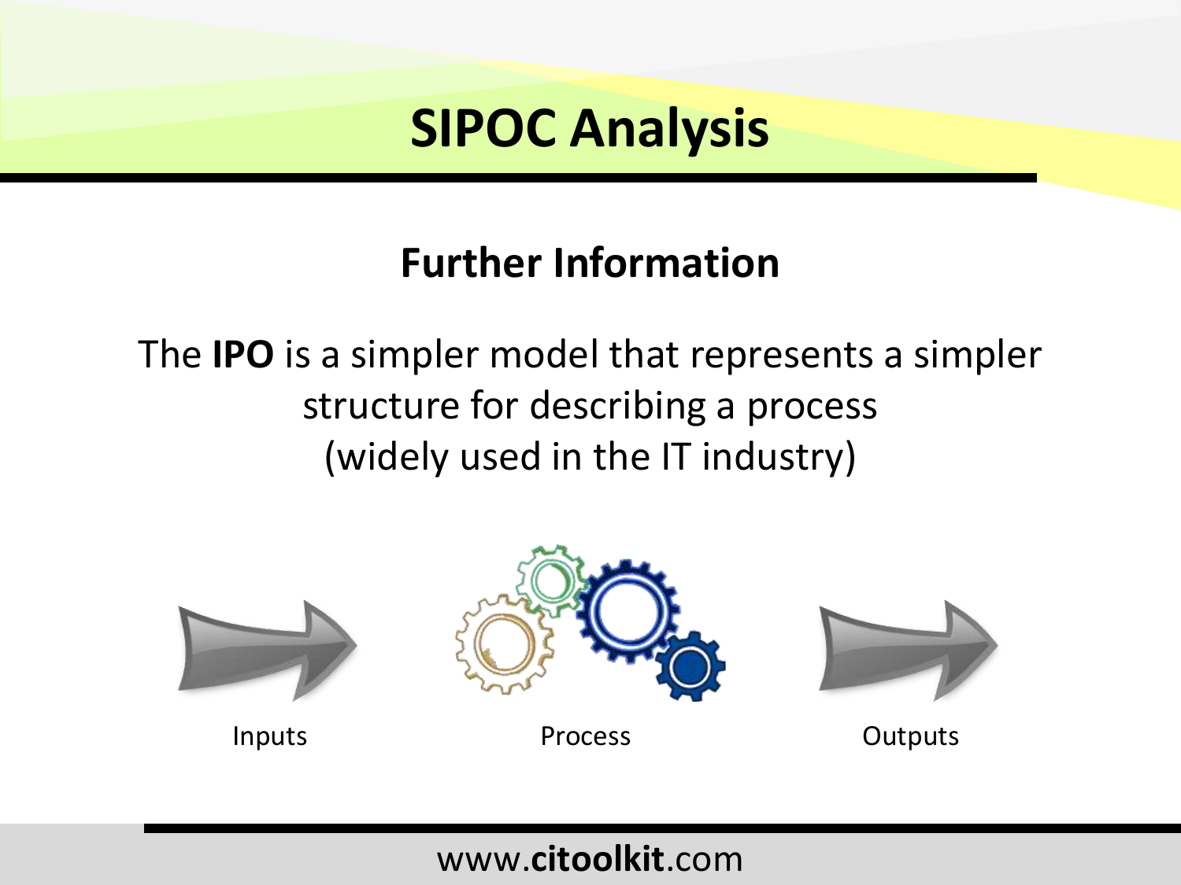# SIPOC Analysis

## Further Information

The **IPO** is a simpler model that represents a simpler structure for describing a process (widely used in the IT industry)

Inputs

Process

Outputs

www.**citoolkit**.com